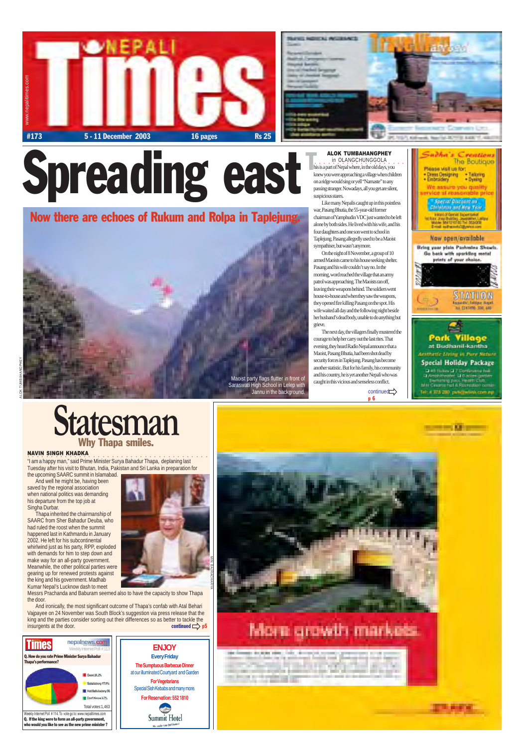# Nepali Times

www.nepalitimes.com

**#173** 5 - 11 December 2003 16 pages Rs 25

# Spreading east

## Now there are echoes of Rukum and Rolpa in Taplejung.

Maoist party flags flutter in front of Saraswati High School in Lelep with Jannu in the background.

ALOK TUMBAHANGPHEY

**ALOK TUMBAHANGPHEY**
in OLANGCHUNGGOLA

This is a part of Nepal where, in the old days, you knew you were approaching a village when children on a ridge would sing or yell "Namaste" to any passing stranger. Nowadays, all you get are silent, suspicious stares.

Like many Nepalis caught up in this pointless war, Pasang Bhutia, the 55-year-old former chairman of Yamphudin VDC just wanted to be left alone by both sides. He lived with his wife, and his four daughters and one son went to school in Taplejung. Pasang allegedly used to be a Maoist sympathiser, but wasn't anymore.

On the night of 8 November, a group of 10 armed Maoists came to his house seeking shelter. Pasang and his wife couldn't say no. In the morning, word reached the village that an army patrol was approaching. The Maoists ran off, leaving their weapons behind. The soldiers went house-to-house and when they saw the weapons, they opened fire killing Pasang on the spot. His wife waited all day and the following night beside her husband's dead body, unable to do anything but grieve.

The next day, the villagers finally mustered the courage to help her carry out the last rites. That evening, they heard Radio Nepal announce that a Maoist, Pasang Bhutia, had been shot dead by security forces in Taplejung. Pasang has become another statistic. But for his family, his community and his country, he is yet another Nepali who was caught in this vicious and senseless conflict.

continued p 6

# Statesman

## Why Thapa smiles.

**NAVIN SINGH KHADKA**

"I am a happy man," said Prime Minister Surya Bahadur Thapa, deplaning last Tuesday after his visit to Bhutan, India, Pakistan and Sri Lanka in preparation for the upcoming SAARC summit in Islamabad.

And well he might be, having been saved by the regional association when national politics was demanding his departure from the top job at Singha Durbar.

Thapa inherited the chairmanship of SAARC from Sher Bahadur Deuba, who had ruled the roost when the summit happened last in Kathmandu in January 2002. He left for his subcontinental whirlwind just as his party, RPP, exploded with demands for him to step down and make way for an all-party government. Meanwhile, the other political parties were gearing up for renewed protests against the king and his government. Madhab Kumar Nepal's Lucknow dash to meet Messrs Prachanda and Baburam seemed also to have the capacity to show Thapa the door.

And ironically, the most significant outcome of Thapa's confab with Atal Behari Vajpayee on 24 November was South Block's suggestion via press release that the king and the parties consider sorting out their differences so as better to tackle the insurgents at the door.

continued p5

MIN BAJRACHARYA

**Nepali Times / nepalnews.com Weekly Internet Poll # 113**

**Q. How do you rate Prime Minister Surya Bahadur Thapa's performance?**

- Good 18.2%
- Satisfactory 17.9%
- Not Satisfactory 61%
- Don't Know 3.7%

Total votes: 1,463

Weekly Internet Poll # 114. To vote go to: www.nepalitimes.com

**Q. If the king were to form an all-party government, who would you like to see as the new prime minister?**

**ENJOY**
**Every Friday**
The Sumptuous Barbecue Dinner at our illuminated Courtyard and Garden
For Vegetarians
Special Sish Kebabs and many more.
For Reservation: 552 1810
Summit Hotel

**Sadha's Creations** The Boutique
Please visit us for:
• Dress Designing • Tailoring
• Embroidery • Dyeing
We assure you quality service at reasonable price
Special Discount on Christmas and New Year

**Now open/available**
Bring your plain Pashmina Shawls. Go back with sparkling metal prints of your choice.
STATION

**Park Village** at Budhanil-kantha
Aesthetic Living in Pure Nature
Special Holiday Package
Tel: 4 375 280 pvh@wlink.com.np

More growth markets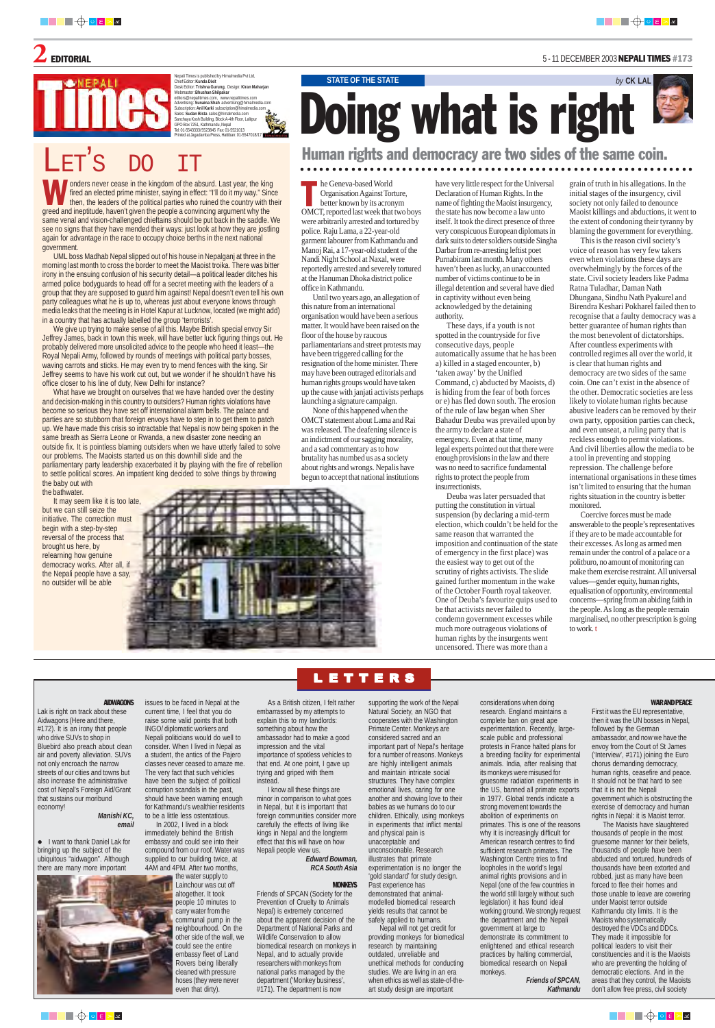# EDITORIAL

Nepali Times is published by Himalmedia Pvt Ltd,
Chief Editor: **Kunda Dixit**
Desk Editor: **Trishna Gurung**, Design: **Kiran Maharjan**
Webmaster: **Bhushan Shilpakar**
editors@nepalitimes.com, www.nepalitimes.com
Advertising: **Sunaina Shah** advertising@himalmedia.com
Subscription: **Anil Karki** subscription@himalmedia.com
Sales: **Sudan Bista** sales@himalmedia.com
Sanchaya Kosh Building, Block A-4th Floor, Lalitpur
GPO Box 7251, Kathmandu, Nepal
Tel: 01-5543333/5523845 Fax: 01-5521013
Printed at Jagadamba Press, Hattiban: 01-5547018/17

## LET'S DO IT

Wonders never cease in the kingdom of the absurd. Last year, the king fired an elected prime minister, saying in effect: "I'll do it my way." Since then, the leaders of the political parties who ruined the country with their greed and ineptitude, haven't given the people a convincing argument why the same venal and vision-challenged chieftains should be put back in the saddle. We see no signs that they have mended their ways: just look at how they are jostling again for advantage in the race to occupy choice berths in the next national government.

UML boss Madhab Nepal slipped out of his house in Nepalganj at three in the morning last month to cross the border to meet the Maoist troika. There was bitter irony in the ensuing confusion of his security detail—a political leader ditches his armed police bodyguards to head off for a secret meeting with the leaders of a group that they are supposed to guard him against! Nepal doesn't even tell his own party colleagues what he is up to, whereas just about everyone knows through media leaks that the meeting is in Hotel Kapur at Lucknow, located (we might add) in a country that has actually labelled the group 'terrorists'.

We give up trying to make sense of all this. Maybe British special envoy Sir Jeffrey James, back in town this week, will have better luck figuring things out. He probably delivered more unsolicited advice to the people who heed it least—the Royal Nepali Army, followed by rounds of meetings with political party bosses, waving carrots and sticks. He may even try to mend fences with the king. Sir Jeffrey seems to have his work cut out, but we wonder if he shouldn't have his office closer to his line of duty, New Delhi for instance?

What have we brought on ourselves that we have handed over the destiny and decision-making in this country to outsiders? Human rights violations have become so serious they have set off international alarm bells. The palace and parties are so stubborn that foreign envoys have to step in to get them to patch up. We have made this crisis so intractable that Nepal is now being spoken in the same breath as Sierra Leone or Rwanda, a new disaster zone needing an outside fix. It is pointless blaming outsiders when we have utterly failed to solve our problems. The Maoists started us on this downhill slide and the parliamentary party leadership exacerbated it by playing with the fire of rebellion to settle political scores. An impatient king decided to solve things by throwing the baby out with the bathwater.

It may seem like it is too late, but we can still seize the initiative. The correction must begin with a step-by-step reversal of the process that brought us here, by relearning how genuine democracy works. After all, if the Nepali people have a say, no outsider will be able

---

STATE OF THE STATE — *by* **CK LAL**

# Doing what is right

## Human rights and democracy are two sides of the same coin.

The Geneva-based World Organisation Against Torture, better known by its acronym OMCT, reported last week that two boys were arbitrarily arrested and tortured by police. Raju Lama, a 22-year-old garment labourer from Kathmandu and Manoj Rai, a 17-year-old student of the Nandi Night School at Naxal, were reportedly arrested and severely tortured at the Hanuman Dhoka district police office in Kathmandu.

Until two years ago, an allegation of this nature from an international organisation would have been a serious matter. It would have been raised on the floor of the house by raucous parliamentarians and street protests may have been triggered calling for the resignation of the home minister. There may have been outraged editorials and human rights groups would have taken up the cause with janjati activists perhaps launching a signature campaign.

None of this happened when the OMCT statement about Lama and Rai was released. The deafening silence is an indictment of our sagging morality, and a sad commentary as to how brutality has numbed us as a society about rights and wrongs. Nepalis have begun to accept that national institutions have very little respect for the Universal Declaration of Human Rights. In the name of fighting the Maoist insurgency, the state has now become a law unto itself. It took the direct presence of three very conspicuous European diplomats in dark suits to deter soldiers outside Singha Darbar from re-arresting leftist poet Purnabiram last month. Many others haven't been as lucky, an unaccounted number of victims continue to be in illegal detention and several have died in captivity without even being acknowledged by the detaining authority.

These days, if a youth is not spotted in the countryside for five consecutive days, people automatically assume that he has been a) killed in a staged encounter, b) 'taken away' by the Unified Command, c) abducted by Maoists, d) is hiding from the fear of both forces or e) has fled down south. The erosion of the rule of law began when Sher Bahadur Deuba was prevailed upon by the army to declare a state of emergency. Even at that time, many legal experts pointed out that there were enough provisions in the law and there was no need to sacrifice fundamental rights to protect the people from insurrectionists.

Deuba was later persuaded that putting the constitution in virtual suspension (by declaring a mid-term election, which couldn't be held for the same reason that warranted the imposition and continuation of the state of emergency in the first place) was the easiest way to get out of the scrutiny of rights activists. The slide gained further momentum in the wake of the October Fourth royal takeover. One of Deuba's favourite quips used to be that activists never failed to condemn government excesses while much more outrageous violations of human rights by the insurgents went uncensored. There was more than a grain of truth in his allegations. In the initial stages of the insurgency, civil society not only failed to denounce Maoist killings and abductions, it went to the extent of condoning their tyranny by blaming the government for everything.

This is the reason civil society's voice of reason has very few takers even when violations these days are overwhelmingly by the forces of the state. Civil society leaders like Padma Ratna Tuladhar, Daman Nath Dhungana, Sindhu Nath Pyakurel and Birendra Keshari Pokharel failed then to recognise that a faulty democracy was a better guarantee of human rights than the most benevolent of dictatorships. After countless experiments with controlled regimes all over the world, it is clear that human rights and democracy are two sides of the same coin. One can't exist in the absence of the other. Democratic societies are less likely to violate human rights because abusive leaders can be removed by their own party, opposition parties can check, and even unseat, a ruling party that is reckless enough to permit violations. And civil liberties allow the media to be a tool in preventing and stopping repression. The challenge before international organisations in these times isn't limited to ensuring that the human rights situation in the country is better monitored.

Coercive forces must be made answerable to the people's representatives if they are to be made accountable for their excesses. As long as armed men remain under the control of a palace or a politburo, no amount of monitoring can make them exercise restraint. All universal values—gender equity, human rights, equalisation of opportunity, environmental concerns—spring from an abiding faith in the people. As long as the people remain marginalised, no other prescription is going to work.

---

# LETTERS

### AIDWAGONS

Lak is right on track about these Aidwagons (Here and there, #172). It is an irony that people who drive SUVs to shop in Bluebird also preach about clean air and poverty alleviation. SUVs not only encroach the narrow streets of our cities and towns but also increase the administrative cost of Nepal's Foreign Aid/Grant that sustains our moribund economy!

*Manishi KC, email*

● I want to thank Daniel Lak for bringing up the subject of the ubiquitous "aidwagon". Although there are many more important issues to be faced in Nepal at the current time, I feel that you do raise some valid points that both INGO/diplomatic workers and Nepali politicians would do well to consider. When I lived in Nepal as a student, the antics of the Pajero classes never ceased to amaze me. The very fact that such vehicles have been the subject of political corruption scandals in the past, should have been warning enough for Kathmandu's wealthier residents to be a little less ostentatious.

In 2002, I lived in a block immediately behind the British embassy and could see into their compound from our roof. Water was supplied to our building twice, at 4AM and 4PM. After two months, the water supply to Lainchour was cut off altogether. It took people 10 minutes to carry water from the communal pump in the neighbourhood. On the other side of the wall, we could see the entire embassy fleet of Land Rovers being liberally cleaned with pressure hoses (they were never even that dirty).

As a British citizen, I felt rather embarrassed by my attempts to explain this to my landlords: something about how the ambassador had to make a good impression and the vital importance of spotless vehicles to that end. At one point, I gave up trying and griped with them instead.

I know all these things are minor in comparison to what goes in Nepal, but it is important that foreign communities consider more carefully the effects of living like kings in Nepal and the longterm effect that this will have on how Nepali people view us.

*Edward Bowman, RCA South Asia*

### MONKEYS

Friends of SPCAN (Society for the Prevention of Cruelty to Animals Nepal) is extremely concerned about the apparent decision of the Department of National Parks and Wildlife Conservation to allow biomedical research on monkeys in Nepal, and to actually provide researchers with monkeys from national parks managed by the department ('Monkey business', #171). The department is now supporting the work of the Nepal Natural Support Center, an NGO that cooperates with the Washington Primate Center. Monkeys are considered sacred and an important part of Nepal's heritage for a number of reasons. Monkeys are highly intelligent animals and maintain intricate social structures. They have complex emotional lives, caring for one another and showing love to their babies as we humans do to our children. Ethically, using monkeys in experiments that inflict mental and physical pain is unacceptable and unconscionable. Research illustrates that primate experimentation is no longer the 'gold standard' for study design. Past experience has demonstrated that animal-modelled biomedical research yields results that cannot be safely applied to humans.

Nepal will not get credit for providing monkeys for biomedical research by maintaining outdated, unreliable and unethical methods for conducting studies. We are living in an era when ethics as well as state-of-the-art study design are important considerations when doing research. England maintains a complete ban on great ape experimentation. Recently, large-scale public and professional protests in France halted plans for a breeding facility for experimental animals. India, after realising that its monkeys were misused for gruesome radiation experiments in the US, banned all primate exports in 1977. Global trends indicate a strong movement towards the abolition of experiments on primates. This is one of the reasons why it is increasingly difficult for American research centres to find sufficient research primates. The Washington Centre tries to find loopholes in the world's legal animal rights provisions and in Nepal (one of the few countries in the world still largely without such legislation) it has found ideal working ground. We strongly request the department and the Nepali government at large to demonstrate its commitment to enlightened and ethical research practices by halting commercial, biomedical research on Nepali monkeys.

*Friends of SPCAN, Kathmandu*

### WAR AND PEACE

First it was the EU representative, then it was the UN bosses in Nepal, followed by the German ambassador, and now we have the envoy from the Court of St James ('Interview', #171) joining the Euro chorus demanding democracy, human rights, ceasefire and peace. It should not be that hard to see that it is not the Nepali government which is obstructing the exercise of democracy and human rights in Nepal: it is Maoist terror.

The Maoists have slaughtered thousands of people in the most gruesome manner for their beliefs, thousands of people have been abducted and tortured, hundreds of thousands have been extorted and robbed, just as many have been forced to flee their homes and those unable to leave are cowering under Maoist terror outside Kathmandu city limits. It is the Maoists who systematically destroyed the VDCs and DDCs. They made it impossible for political leaders to visit their constituencies and it is the Maoists who are preventing the holding of democratic elections. And in the areas that they control, the Maoists don't allow free press, civil society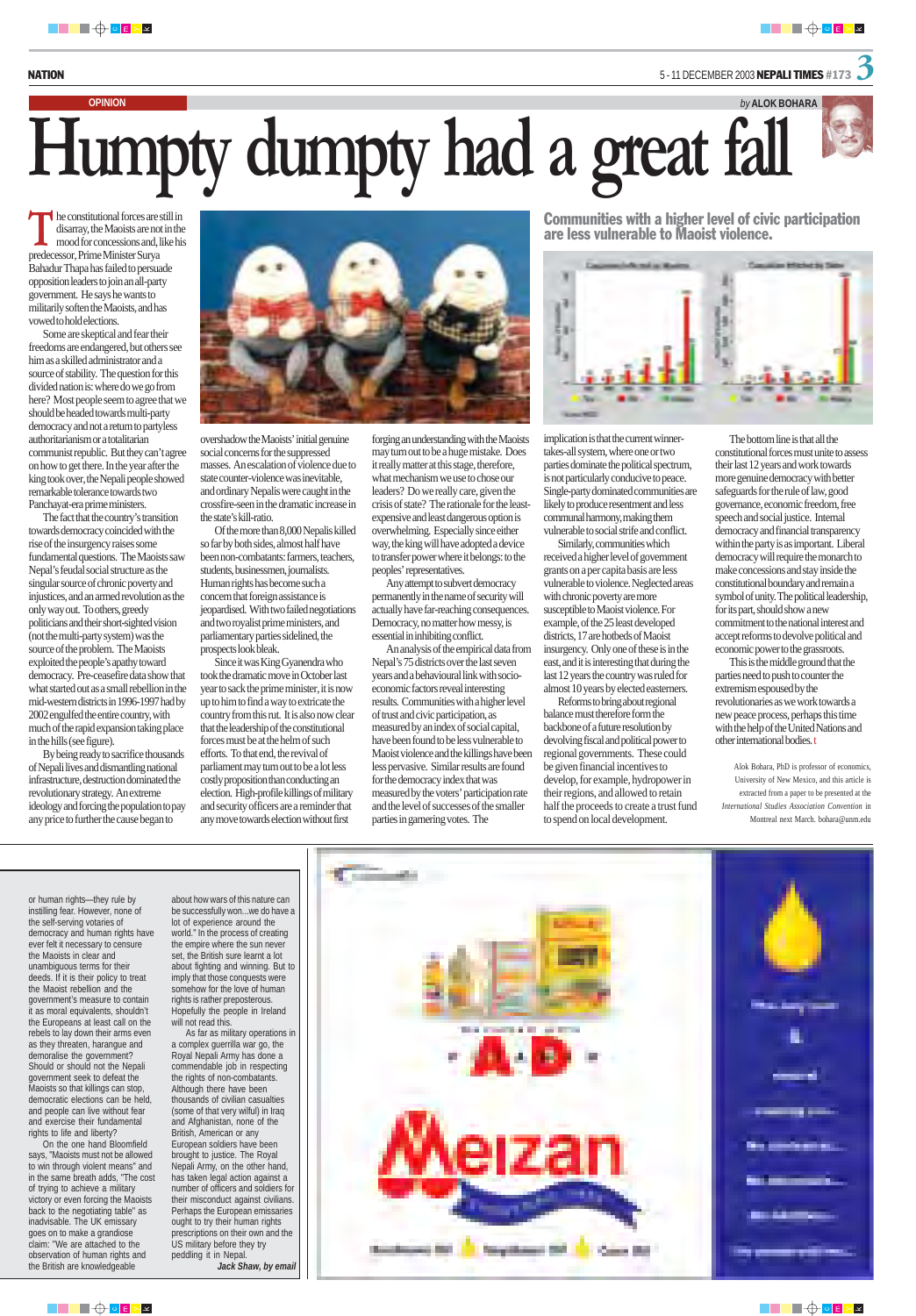OPINION

by ALOK BOHARA

# Humpty dumpty had a great fall

The constitutional forces are still in disarray, the Maoists are not in the mood for concessions and, like his predecessor, Prime Minister Surya Bahadur Thapa has failed to persuade opposition leaders to join an all-party government. He says he wants to militarily soften the Maoists, and has vowed to hold elections.

Some are skeptical and fear their freedoms are endangered, but others see him as a skilled administrator and a source of stability. The question for this divided nation is: where do we go from here? Most people seem to agree that we should be headed towards multi-party democracy and not a return to partyless authoritarianism or a totalitarian communist republic. But they can't agree on how to get there. In the year after the king took over, the Nepali people showed remarkable tolerance towards two Panchayat-era prime ministers.

The fact that the country's transition towards democracy coincided with the rise of the insurgency raises some fundamental questions. The Maoists saw Nepal's feudal social structure as the singular source of chronic poverty and injustices, and an armed revolution as the only way out. To others, greedy politicians and their short-sighted vision (not the multi-party system) was the source of the problem. The Maoists exploited the people's apathy toward democracy. Pre-ceasefire data show that what started out as a small rebellion in the mid-western districts in 1996-1997 had by 2002 engulfed the entire country, with much of the rapid expansion taking place in the hills (see figure).

By being ready to sacrifice thousands of Nepali lives and dismantling national infrastructure, destruction dominated the revolutionary strategy. An extreme ideology and forcing the population to pay any price to further the cause began to overshadow the Maoists' initial genuine social concerns for the suppressed masses. An escalation of violence due to state counter-violence was inevitable, and ordinary Nepalis were caught in the crossfire-seen in the dramatic increase in the state's kill-ratio.

Of the more than 8,000 Nepalis killed so far by both sides, almost half have been non-combatants: farmers, teachers, students, businessmen, journalists. Human rights has become such a concern that foreign assistance is jeopardised. With two failed negotiations and two royalist prime ministers, and parliamentary parties sidelined, the prospects look bleak.

Since it was King Gyanendra who took the dramatic move in October last year to sack the prime minister, it is now up to him to find a way to extricate the country from this rut. It is also now clear that the leadership of the constitutional forces must be at the helm of such efforts. To that end, the revival of parliament may turn out to be a lot less costly proposition than conducting an election. High-profile killings of military and security officers are a reminder that any move towards election without first forging an understanding with the Maoists may turn out to be a huge mistake. Does it really matter at this stage, therefore, what mechanism we use to chose our leaders? Do we really care, given the crisis of state? The rationale for the least-expensive and least dangerous option is overwhelming. Especially since either way, the king will have adopted a device to transfer power where it belongs: to the peoples' representatives.

Any attempt to subvert democracy permanently in the name of security will actually have far-reaching consequences. Democracy, no matter how messy, is essential in inhibiting conflict.

An analysis of the empirical data from Nepal's 75 districts over the last seven years and a behavioural link with socio-economic factors reveal interesting results. Communities with a higher level of trust and civic participation, as measured by an index of social capital, have been found to be less vulnerable to Maoist violence and the killings have been less pervasive. Similar results are found for the democracy index that was measured by the voters' participation rate and the level of successes of the smaller parties in garnering votes. The implication is that the current winner-takes-all system, where one or two parties dominate the political spectrum, is not particularly conducive to peace. Single-party dominated communities are likely to produce resentment and less communal harmony, making them vulnerable to social strife and conflict.

Similarly, communities which received a higher level of government grants on a per capita basis are less vulnerable to violence. Neglected areas with chronic poverty are more susceptible to Maoist violence. For example, of the 25 least developed districts, 17 are hotbeds of Maoist insurgency. Only one of these is in the east, and it is interesting that during the last 12 years the country was ruled for almost 10 years by elected easterners.

Reforms to bring about regional balance must therefore form the backbone of a future resolution by devolving fiscal and political power to regional governments. These could be given financial incentives to develop, for example, hydropower in their regions, and allowed to retain half the proceeds to create a trust fund to spend on local development.

The bottom line is that all the constitutional forces must unite to assess their last 12 years and work towards more genuine democracy with better safeguards for the rule of law, good governance, economic freedom, free speech and social justice. Internal democracy and financial transparency within the party is as important. Liberal democracy will require the monarch to make concessions and stay inside the constitutional boundary and remain a symbol of unity. The political leadership, for its part, should show a new commitment to the national interest and accept reforms to devolve political and economic power to the grassroots.

This is the middle ground that the parties need to push to counter the extremism espoused by the revolutionaries as we work towards a new peace process, perhaps this time with the help of the United Nations and other international bodies.

*Alok Bohara, PhD is professor of economics, University of New Mexico, and this article is extracted from a paper to be presented at the International Studies Association Convention in Montreal next March. bohara@unm.edu*

**Communities with a higher level of civic participation are less vulnerable to Maoist violence.**

---

or human rights—they rule by instilling fear. However, none of the self-serving votaries of democracy and human rights have ever felt it necessary to censure the Maoists in clear and unambiguous terms for their deeds. If it is their policy to treat the Maoist rebellion and the government's measure to contain it as moral equivalents, shouldn't the Europeans at least call on the rebels to lay down their arms even as they threaten, harangue and demoralise the government? Should or should not the Nepali government seek to defeat the Maoists so that killings can stop, democratic elections can be held, and people can live without fear and exercise their fundamental rights to life and liberty?

On the one hand Bloomfield says, "Maoists must not be allowed to win through violent means" and in the same breath adds, "The cost of trying to achieve a military victory or even forcing the Maoists back to the negotiating table" as inadvisable. The UK emissary goes on to make a grandiose claim: "We are attached to the observation of human rights and the British are knowledgeable about how wars of this nature can be successfully won...we do have a lot of experience around the world." In the process of creating the empire where the sun never set, the British sure learnt a lot about fighting and winning. But to imply that those conquests were somehow for the love of human rights is rather preposterous. Hopefully the people in Ireland will not read this.

As far as military operations in a complex guerrilla war go, the Royal Nepali Army has done a commendable job in respecting the rights of non-combatants. Although there have been thousands of civilian casualties (some of that very wilful) in Iraq and Afghanistan, none of the British, American or any European soldiers have been brought to justice. The Royal Nepali Army, on the other hand, has taken legal action against a number of officers and soldiers for their misconduct against civilians. Perhaps the European emissaries ought to try their human rights prescriptions on their own and the US military before they try peddling it in Nepal.

***Jack Shaw, by email***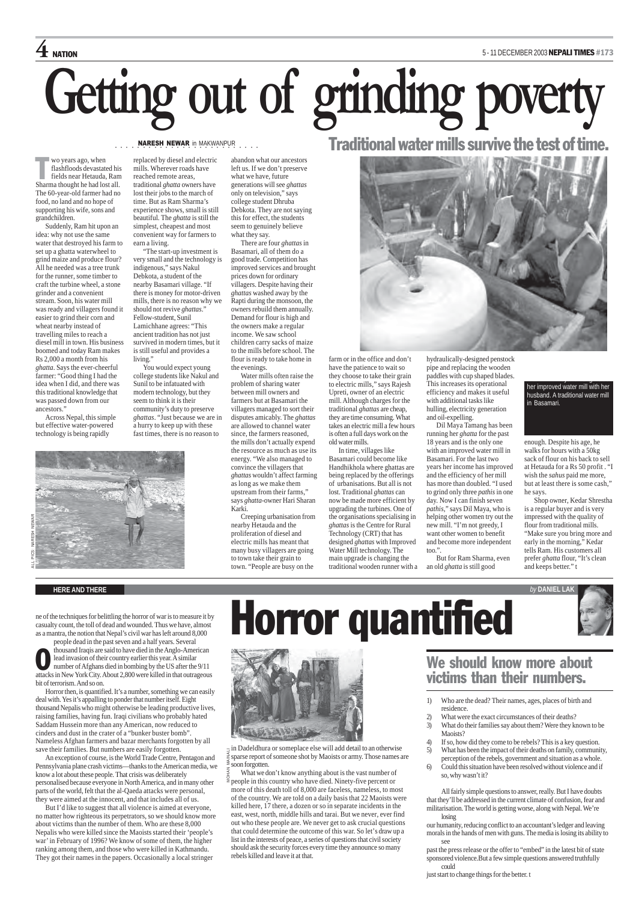# Getting out of grinding poverty

NARESH NEWAR in MAKWANPUR

## Traditional water mills survive the test of time.

Two years ago, when flashfloods devastated his fields near Hetauda, Ram Sharma thought he had lost all. The 60-year-old farmer had no food, no land and no hope of supporting his wife, sons and grandchildren.

Suddenly, Ram hit upon an idea: why not use the same water that destroyed his farm to set up a ghatta waterwheel to grind maize and produce flour? All he needed was a tree trunk for the runner, some timber to craft the turbine wheel, a stone grinder and a convenient stream. Soon, his water mill was ready and villagers found it easier to grind their corn and wheat nearby instead of travelling miles to reach a diesel mill in town. His business boomed and today Ram makes Rs 2,000 a month from his *ghatta*. Says the ever-cheerful farmer: "Good thing I had the idea when I did, and there was this traditional knowledge that was passed down from our ancestors."

Across Nepal, this simple but effective water-powered technology is being rapidly replaced by diesel and electric mills. Wherever roads have reached remote areas, traditional *ghatta* owners have lost their jobs to the march of time. But as Ram Sharma's experience shows, small is still beautiful. The *ghatta* is still the simplest, cheapest and most convenient way for farmers to earn a living.

"The start-up investment is very small and the technology is indigenous," says Nakul Debkota, a student of the nearby Basamari village. "If there is money for motor-driven mills, there is no reason why we should not revive *ghattas*." Fellow-student, Sunil Lamichhane agrees: "This ancient tradition has not just survived in modern times, but it is still useful and provides a living."

You would expect young college students like Nakul and Sunil to be infatuated with modern technology, but they seem to think it is their community's duty to preserve *ghattas*. "Just because we are in a hurry to keep up with these fast times, there is no reason to abandon what our ancestors left us. If we don't preserve what we have, future generations will see *ghattas* only on television," says college student Dhruba Debkota. They are not saying this for effect, the students seem to genuinely believe what they say.

There are four *ghattas* in Basamari, all of them do a good trade. Competition has improved services and brought prices down for ordinary villagers. Despite having their *ghattas* washed away by the Rapti during the monsoon, the owners rebuild them annually. Demand for flour is high and the owners make a regular income. We saw school children carry sacks of maize to the mills before school. The flour is ready to take home in the evenings.

Water mills often raise the problem of sharing water between mill owners and farmers but at Basamari the villagers managed to sort their disputes amicably. The *ghattas* are allowed to channel water since, the farmers reasoned, the mills don't actually expend the resource as much as use its energy. "We also managed to convince the villagers that *ghattas* wouldn't affect farming as long as we make them upstream from their farms," says *ghatta*-owner Hari Sharan Karki.

Creeping urbanisation from nearby Hetauda and the proliferation of diesel and electric mills has meant that many busy villagers are going to town take their grain to town. "People are busy on the farm or in the office and don't have the patience to wait so they choose to take their grain to electric mills," says Rajesh Upreti, owner of an electric mill. Although charges for the traditional *ghattas* are cheap, they are time consuming. What takes an electric mill a few hours is often a full days work on the old water mills.

In time, villages like Basamari could become like Handhikhola where ghattas are being replaced by the offerings of urbanisations. But all is not lost. Traditional *ghattas* can now be made more efficient by upgrading the turbines. One of the organisations specialising in *ghattas* is the Centre for Rural Technology (CRT) that has designed *ghattas* with Improved Water Mill technology. The main upgrade is changing the traditional wooden runner with a hydraulically-designed penstock pipe and replacing the wooden paddles with cup shaped blades. This increases its operational efficiency and makes it useful with additional tasks like hulling, electricity generation and oil-expelling.

Dil Maya Tamang has been running her *ghatta* for the past 18 years and is the only one with an improved water mill in Basamari. For the last two years her income has improved and the efficiency of her mill has more than doubled. "I used to grind only three *pathis* in one day. Now I can finish seven *pathis*," says Dil Maya, who is helping other women try out the new mill. "I'm not greedy, I want other women to benefit and become more independent too.".

But for Ram Sharma, even an old *ghatta* is still good enough. Despite his age, he walks for hours with a 50kg sack of flour on his back to sell at Hetauda for a Rs 50 profit . "I wish the *sahus* paid me more, but at least there is some cash," he says.

Shop owner, Kedar Shrestha is a regular buyer and is very impressed with the quality of flour from traditional mills. "Make sure you bring more and early in the morning," Kedar tells Ram. His customers all prefer *ghatta* flour, "It's clean and keeps better."

her improved water mill with her husband. A traditional water mill in Basamari.

ALL PICS: NARESH NEWAR

---

HERE AND THERE by DANIEL LAK

# Horror quantified

## We should know more about victims than their numbers.

One of the techniques for belittling the horror of war is to measure it by casualty count, the toll of dead and wounded. Thus we have, almost as a mantra, the notion that Nepal's civil war has left around 8,000 people dead in the past seven and a half years. Several thousand Iraqis are said to have died in the Anglo-American lead invasion of their country earlier this year. A similar number of Afghans died in bombing by the US after the 9/11 attacks in New York City. About 2,800 were killed in that outrageous bit of terrorism. And so on.

Horror then, is quantified. It's a number, something we can easily deal with. Yes it's appalling to ponder that number itself. Eight thousand Nepalis who might otherwise be leading productive lives, raising families, having fun. Iraqi civilians who probably hated Saddam Hussein more than any American, now reduced to cinders and dust in the crater of a "bunker buster bomb". Nameless Afghan farmers and bazar merchants forgotten by all save their families. But numbers are easily forgotten.

An exception of course, is the World Trade Centre, Pentagon and Pennsylvania plane crash victims—thanks to the American media, we know a lot about these people. That crisis was deliberately personalised because everyone in North America, and in many other parts of the world, felt that the al-Qaeda attacks were personal, they were aimed at the innocent, and that includes all of us.

But I'd like to suggest that all violence is aimed at everyone, no matter how righteous its perpetrators, so we should know more about victims than the number of them. Who are these 8,000 Nepalis who were killed since the Maoists started their 'people's war' in February of 1996? We know of some of them, the higher ranking among them, and those who were killed in Kathmandu. They got their names in the papers. Occasionally a local stringer in Dadeldhura or someplace else will add detail to an otherwise sparse report of someone shot by Maoists or army. Those names are soon forgotten.

MOHAN MAINALI

What we don't know anything about is the vast number of people in this country who have died. Ninety-five percent or more of this death toll of 8,000 are faceless, nameless, to most of the country. We are told on a daily basis that 22 Maoists were killed here, 17 there, a dozen or so in separate incidents in the east, west, north, middle hills and tarai. But we never, ever find out who these people are. We never get to ask crucial questions that could determine the outcome of this war. So let's draw up a list in the interests of peace, a series of questions that civil society should ask the security forces every time they announce so many rebels killed and leave it at that.

1) Who are the dead? Their names, ages, places of birth and residence.
2) What were the exact circumstances of their deaths?
3) What do their families say about them? Were they known to be Maoists?
4) If so, how did they come to be rebels? This is a key question.
5) What has been the impact of their deaths on family, community, perception of the rebels, government and situation as a whole.
6) Could this situation have been resolved without violence and if so, why wasn't it?

All fairly simple questions to answer, really. But I have doubts that they'll be addressed in the current climate of confusion, fear and militarisation. The world is getting worse, along with Nepal. We're losing our humanity, reducing conflict to an accountant's ledger and leaving morals in the hands of men with guns. The media is losing its ability to see past the press release or the offer to "embed" in the latest bit of state sponsored violence. But a few simple questions answered truthfully could just start to change things for the better.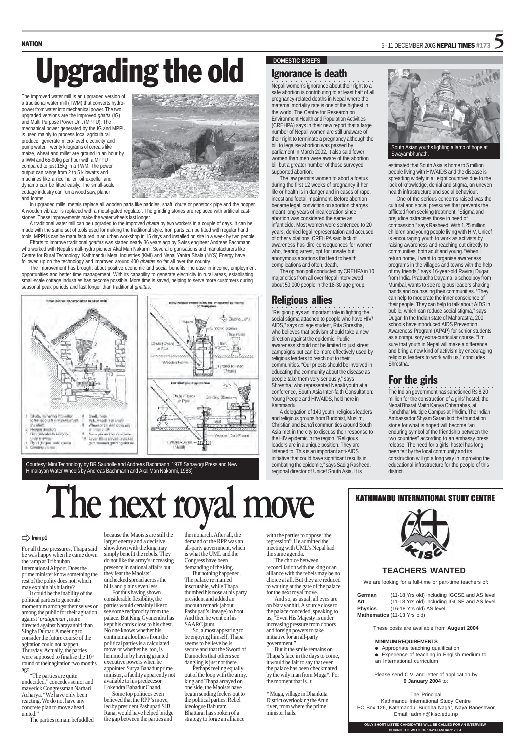# Upgrading the old

The improved water mill is an upgraded version of a traditional water mill (TWM) that converts hydropower from water into mechanical power. The two upgraded versions are the improved *ghatta* (IG) and Multi Purpose Power Unit (MPPU). The mechanical power generated by the IG and MPPU is used mainly to process local agricultural produce, generate micro-level electricity and pump water. Twenty kilograms of cereals like maize, wheat and millet are ground in an hour by a IWM and 65-90kg per hour with a MPPU compared to just 15kg in a TWM. The power output can range from 2 to 5 kilowatts and machines like a rice huller, oil expeller and dynamo can be fitted easily. The small-scale cottage industry can run a wood saw, planer and looms.

In upgraded mills, metals replace all wooden parts like paddles, shaft, chute or penstock pipe and the hopper. A wooden vibrator is replaced with a metal-gated regulator. The grinding stones are replaced with artificial cast-stones. These improvements make the water wheels last longer.

A traditional water mill can be upgraded to the improved *ghatta* by two workers in a couple of days. It can be made with the same set of tools used for making the traditional style. Iron parts can be fitted with regular hand tools. MPPUs can be manufactured in an urban workshop in 15 days and installed on site in a week by two people.

Efforts to improve traditional *ghattas* was started nearly 36 years ago by Swiss engineer Andreas Bachmann who worked with Nepali small-hydro pioneer Akal Man Nakarmi. Several organisations and manufacturers like Centre for Rural Technology, Kathmandu Metal Industries (KMI) and Nepal Yantra Shala (NYS) Energy have followed up on the technology and improved around 400 *ghattas* so far all over the country.

The improvement has brought about positive economic and social benefits: increase in income, employment opportunities and better time management. With its capability to generate electricity in rural areas, establishing small-scale cottage industries has become possible. More time is saved, helping to serve more customers during seasonal peak periods and last longer than traditional *ghattas*.

Courtesy: Mini Technology by BR Saubolle and Andreas Bachmann, 1978 Sahayogi Press and New Himalayan Water Wheels by Andreas Bachmann and Akal Man Nakarmi, 1983)

## DOMESTIC BRIEFS

### Ignorance is death

Nepali women's ignorance about their right to a safe abortion is contributing to at least half of all pregnancy-related deaths in Nepal where the maternal mortality rate is one of the highest in the world. The Centre for Research on Environment Health and Population Activities (CREHPA) says in their new report that a large number of Nepali women are still unaware of their right to terminate a pregnancy although the bill to legalise abortion was passed by parliament in March 2002. It also said fewer women than men were aware of the abortion bill but a greater number of those surveyed supported abortion.

The law permits women to abort a foetus during the first 12 weeks of pregnancy if her life or health is in danger and in cases of rape, incest and foetal impairment. Before abortion became legal, conviction on abortion charges meant long years of incarceration since abortion was considered the same as infanticide. Most women were sentenced to 20 years, denied legal representation and accused of other violations. CREHPA said lack of awareness has dire consequences for women who, fearing arrest, opt for unsafe but anonymous abortions that lead to health complications and often, death.

The opinion poll conducted by CREHPA in 10 major cities from all over Nepal interviewed about 50,000 people in the 18-30 age group.

### Religious allies

"Religion plays an important role in fighting the social stigma attached to people who have HIV/ AIDS," says college student, Rita Shrestha, who believes that activism should take a new direction against the epidemic. Public awareness should not be limited to just street campaigns but can be more effectively used by religious leaders to reach out to their communities. "Our priests should be involved in educating the community about the disease as people take them very seriously," says Shrestha, who represented Nepali youth at a conference, South Asia Inter-faith Consultation: Young People and HIV/AIDS, held here in Kathmandu.

A delegation of 140 youth, religious leaders and religious groups from Buddhist, Muslim, Christian and Baha'i communities around South Asia met in the city to discuss their response to the HIV epidemic in the region. "Religious leaders are in a unique position. They are listened to. This is an important anti-AIDS initiative that could have significant results in combating the epidemic," says Sadig Rasheed, regional director of Unicef South Asia. It is estimated that South Asia is home to 5 million people living with HIV/AIDS and the disease is spreading widely in all eight countries due to the lack of knowledge, denial and stigma, an uneven health infrastructure and social behaviour.

South Asian youths lighting a lamp of hope at Swayambhunath.

One of the serious concerns raised was the cultural and social pressures that prevents the afflicted from seeking treatment. "Stigma and prejudice ostracises those in need of compassion," says Rasheed. With 1.25 million children and young people living with HIV, Unicef is encouraging youth to work as activists by raising awareness and reaching out directly to communities, both adult and young. "When I return home, I want to organise awareness programs in the villages and towns with the help of my friends," says 16-year-old Raviraj Dugar from India. Prabudha Dayama, a schoolboy from Mumbai, wants to see religious leaders shaking hands and counseling their communities. "They can help to moderate the inner conscience of their people. They can help to talk about AIDS in public, which can reduce social stigma," says Dugar. In the Indian state of Maharastra, 200 schools have introduced AIDS Prevention Awareness Program (APAP) for senior students as a compulsory extra-curricular course. "I'm sure that youth in Nepal will make a difference and bring a new kind of activism by encouraging religious leaders to work with us," concludes Shrestha.

### For the girls

The Indian government has sanctioned Rs 8.20 million for the construction of a girls' hostel, the Nepal Bharat Maitri Kanya Chhatrabas, at Panchthar Multiple Campus at Phidim. The Indian Ambassador Shyam Saran laid the foundation stone for what is hoped will become "an enduring symbol of the friendship between the two countries" according to an embassy press release. The need for a girls' hostel has long been felt by the local community and its construction will go a long way in improving the educational infrastructure for the people of this district.

# The next royal move

from p1

For all these pressures, Thapa said he was happy when he came down the ramp at Tribhuban International Airport. Does the prime minister know something the rest of the polity does not, which may explain his hilarity?

It could be the inability of the political parties to generate momentum amongst themselves or among the public for their agitation against '*pratigaman*', more directed against Narayanhiti than Singha Durbar. A meeting to consider the future course of the agitation could not happen Thursday. Actually, the parties were supposed to finalise the 10th round of their agitation two months ago.

"The parties are quite undecided," concedes senior and maverick Congressman Narhari Acharya. "We have only been reacting. We do not have any concrete plan to move ahead united."

The parties remain befuddled because the Maoists are still the larger enemy and a decisive showdown with the king may simply benefit the rebels. They do not like the army's increasing presence in national affairs but they fear the Maoists' unchecked spread across the hills and plains even less.

For thus having shown considerable flexibility, the parties would certainly like to see some reciprocity from the palace. But King Gyanendra has kept his cards close to his chest. No one knows whether his continuing aloofness from the political parties is a calculated move or whether he, too, is hemmed in by having granted executive powers when he appointed Surya Bahadur prime minister, a facility apparently not available to his predecessor Lokendra Bahadur Chand.

Some top politicos even believed that the RPP's move, led by president Pashupati SJB Rana, would have helped bridge the gap between the parties and the monarch. After all, the demand of the RPP was an all-party government, which is what the UML and the Congress have been demanding of the king.

But nothing happened. The palace remained inscrutable, while Thapa thumbed his nose at his party president and added an uncouth remark (about Pashupati's lineage) to boot. And then he went on his SAARC jaunt.

So, almost appearing to be enjoying himself, Thapa seems to believe he is secure and that the Sword of Damocles that others see dangling is just not there.

Perhaps feeling equally out of the loop with the army, king and Thapa arrayed on one side, the Maoists have begun sending feelers out to the political parties. Rebel ideologue Baburam Bhattarai has spoken of a strategy to forge an alliance with the parties to oppose "the regression". He admitted the meeting with UML's Nepal had the same agenda.

The choice between reconciliation with the king or an alliance with the rebels may be no choice at all. But they are reduced to waiting at the gate of the palace for the next royal move.

And so, as usual, all eyes are on Narayanhiti. A source close to the palace conceded, speaking to us, "Even His Majesty is under increasing pressure from donors and foreign powers to take initiative for an all-party government."

But if the smile remains on Thapa's face in the days to come, it would be fair to say that even the palace has been checkmated by the wily man from Muga*. For the moment that is.

* Muga, village in Dhankuta District overlooking the Arun river, from where the prime minister hails.

## KATHMANDU INTERNATIONAL STUDY CENTRE

### TEACHERS WANTED

We are looking for a full-time or part-time teachers of:

**German** (11-18 Yrs old) including IGCSE and AS level
**Art** (11-18 Yrs old) including IGCSE and AS level
**Physics** (16-18 Yrs old) AS level
**Mathematics** (11-13 Yrs old)

These posts are available from **August 2004**

**MINIMUM REQUIREMENTS**

- Appropriate teaching qualification
- Experience of teaching in English medium to an International curriculum

Please send C.V. and letter of application by **9 January 2004** to:

The Principal
Kathmandu International Study Centre
PO Box 126, Kathmandu, Buddha Nagar, Naya Baneshwor
Email: admin@kisc.edu.np

ONLY SHORT LISTED CANDIDATES WILL BE CALLED FOR AN INTERVIEW DURING THE WEEK OF 19-23 JANUARY 2004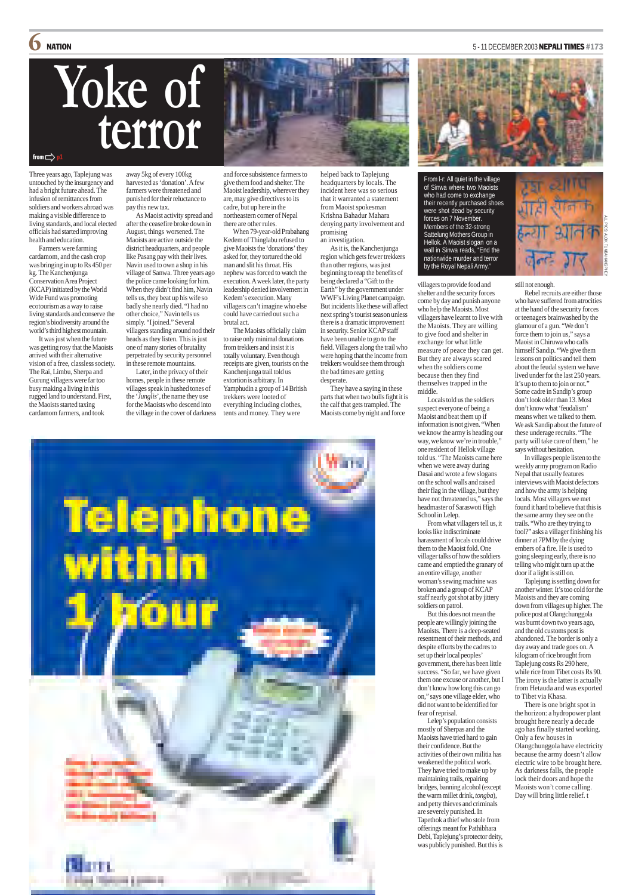# Yoke of terror

from p1

Three years ago, Taplejung was untouched by the insurgency and had a bright future ahead. The infusion of remittances from soldiers and workers abroad was making a visible difference to living standards, and local elected officials had started improving health and education.

Farmers were farming cardamom, and the cash crop was bringing in up to Rs 450 per kg. The Kanchenjunga Conservation Area Project (KCAP) initiated by the World Wide Fund was promoting ecotourism as a way to raise living standards and conserve the region's biodiversity around the world's third highest mountain.

It was just when the future was getting rosy that the Maoists arrived with their alternative vision of a free, classless society. The Rai, Limbu, Sherpa and Gurung villagers were far too busy making a living in this rugged land to understand. First, the Maoists started taxing cardamom farmers, and took away 5kg of every 100kg harvested as 'donation'. A few farmers were threatened and punished for their reluctance to pay this new tax.

As Maoist activity spread and after the ceasefire broke down in August, things worsened. The Maoists are active outside the district headquarters, and people like Pasang pay with their lives. Navin used to own a shop in his village of Sanwa. Three years ago the police came looking for him. When they didn't find him, Navin tells us, they beat up his wife so badly she nearly died. "I had no other choice," Navin tells us simply. "I joined." Several villagers standing around nod their heads as they listen. This is just one of many stories of brutality perpetrated by security personnel in these remote mountains.

Later, in the privacy of their homes, people in these remote villages speak in hushed tones of the '*Junglis*', the name they use for the Maoists who descend into the village in the cover of darkness and force subsistence farmers to give them food and shelter. The Maoist leadership, wherever they are, may give directives to its cadre, but up here in the northeastern corner of Nepal there are other rules.

When 79-year-old Prabahang Kedem of Thinglabu refused to give Maoists the 'donations' they asked for, they tortured the old man and slit his throat. His nephew was forced to watch the execution. A week later, the party leadership denied involvement in Kedem's execution. Many villagers can't imagine who else could have carried out such a brutal act.

The Maoists officially claim to raise only minimal donations from trekkers and insist it is totally voluntary. Even though receipts are given, tourists on the Kanchenjunga trail told us extortion is arbitrary. In Yamphudin a group of 14 British trekkers were looted of everything including clothes, tents and money. They were helped back to Taplejung headquarters by locals. The incident here was so serious that it warranted a statement from Maoist spokesman Krishna Bahadur Mahara denying party involvement and promising an investigation.

As it is, the Kanchenjunga region which gets fewer trekkers than other regions, was just beginning to reap the benefits of being declared a "Gift to the Earth" by the government under WWF's Living Planet campaign. But incidents like these will affect next spring's tourist season unless there is a dramatic improvement in security. Senior KCAP staff have been unable to go to the field. Villagers along the trail who were hoping that the income from trekkers would see them through the bad times are getting desperate.

They have a saying in these parts that when two bulls fight it is the calf that gets trampled. The Maoists come by night and force villagers to provide food and shelter and the security forces come by day and punish anyone who help the Maoists. Most villagers have learnt to live with the Maoists. They are willing to give food and shelter in exchange for what little measure of peace they can get. But they are always scared when the soldiers come because then they find themselves trapped in the middle.

Locals told us the soldiers suspect everyone of being a Maoist and beat them up if information is not given. "When we know the army is heading our way, we know we're in trouble," one resident of Hellok village told us. "The Maoists came here when we were away during Dasai and wrote a few slogans on the school walls and raised their flag in the village, but they have not threatened us," says the headmaster of Saraswoti High School in Lelep.

From what villagers tell us, it looks like indiscriminate harassment of locals could drive them to the Maoist fold. One villager talks of how the soldiers came and emptied the granary of an entire village, another woman's sewing machine was broken and a group of KCAP staff nearly got shot at by jittery soldiers on patrol.

But this does not mean the people are willingly joining the Maoists. There is a deep-seated resentment of their methods, and despite efforts by the cadres to set up their local peoples' government, there has been little success. "So far, we have given them one excuse or another, but I don't know how long this can go on," says one village elder, who did not want to be identified for fear of reprisal.

Lelep's population consists mostly of Sherpas and the Maoists have tried hard to gain their confidence. But the activities of their own militia has weakened the political work. They have tried to make up by maintaining trails, repairing bridges, banning alcohol (except the warm millet drink, *tongba*), and petty thieves and criminals are severely punished. In Tapethok a thief who stole from offerings meant for Pathibhara Debi, Taplejung's protector deity, was publicly punished. But this is still not enough.

Rebel recruits are either those who have suffered from atrocities at the hand of the security forces or teenagers brainwashed by the glamour of a gun. "We don't force them to join us," says a Maoist in Chiruwa who calls himself Sandip. "We give them lessons on politics and tell them about the feudal system we have lived under for the last 250 years. It's up to them to join or not." Some cadre in Sandip's group don't look older than 13. Most don't know what 'feudalism' means when we talked to them. We ask Sandip about the future of these underage recruits. "The party will take care of them," he says without hesitation.

In villages people listen to the weekly army program on Radio Nepal that usually features interviews with Maoist defectors and how the army is helping locals. Most villagers we met found it hard to believe that this is the same army they see on the trails. "Who are they trying to fool?" asks a villager finishing his dinner at 7PM by the dying embers of a fire. He is used to going sleeping early, there is no telling who might turn up at the door if a light is still on.

Taplejung is settling down for another winter. It's too cold for the Maoists and they are coming down from villages up higher. The police post at Olangchunggola was burnt down two years ago, and the old customs post is abandoned. The border is only a day away and trade goes on. A kilogram of rice brought from Taplejung costs Rs 290 here, while rice from Tibet costs Rs 90. The irony is the latter is actually from Hetauda and was exported to Tibet via Khasa.

There is one bright spot in the horizon: a hydropower plant brought here nearly a decade ago has finally started working. Only a few houses in Olangchunggola have electricity because the army doesn't allow electric wire to be brought here. As darkness falls, the people lock their doors and hope the Maoists won't come calling. Day will bring little relief.

From l-r: All quiet in the village of Sinwa where two Maoists who had come to exchange their recently purchased shoes were shot dead by security forces on 7 November. Members of the 32-strong Sattelung Mothers Group in Hellok. A Maoist slogan on a wall in Sinwa reads, "End the nationwide murder and terror by the Royal Nepali Army."

ALL PICS: ALOK TUMBAHANGPHEY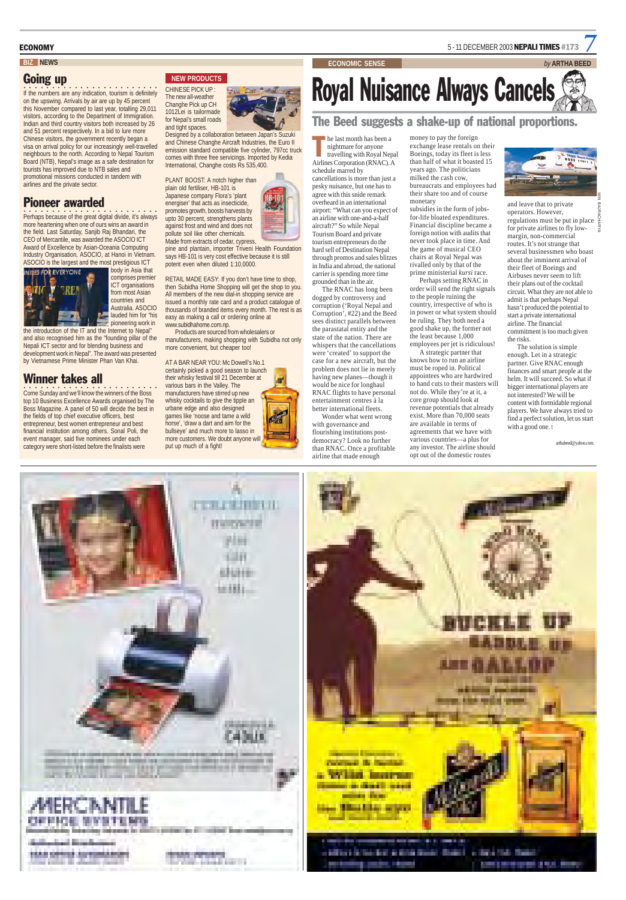## BIZ NEWS

### Going up

If the numbers are any indication, tourism is definitely on the upswing. Arrivals by air are up by 45 percent this November compared to last year, totalling 29,011 visitors, according to the Department of Immigration. Indian and third country visitors both increased by 26 and 51 percent respectively. In a bid to lure more Chinese visitors, the government recently began a visa on arrival policy for our increasingly well-travelled neighbours to the north. According to Nepal Tourism Board (NTB), Nepal's image as a safe destination for tourists has improved due to NTB sales and promotional missions conducted in tandem with airlines and the private sector.

### Pioneer awarded

Perhaps because of the great digital divide, it's always more heartening when one of ours wins an award in the field. Last Saturday, Sanjib Raj Bhandari, the CEO of Mercantile, was awarded the ASOCIO ICT Award of Excellence by Asian-Oceania Computing Industry Organisation, ASOCIO, at Hanoi in Vietnam. ASOCIO is the largest and the most prestigious ICT body in Asia that comprises premier ICT organisations from most Asian countries and Australia. ASOCIO lauded him for "his pioneering work in the introduction of the IT and the Internet to Nepal" and also recognised him as the "founding pillar of the Nepali ICT sector and for blending business and development work in Nepal". The award was presented by Vietnamese Prime Minister Phan Van Khai.

### Winner takes all

Come Sunday and we'll know the winners of the Boss top 10 Business Excellence Awards organised by The Boss Magazine. A panel of 50 will decide the best in the fields of top chief executive officers, best entrepreneur, best women entrepreneur and best financial institution among others. Sonal Poli, the event manager, said five nominees under each category were short-listed before the finalists were

## NEW PRODUCTS

CHINESE PICK UP : The new all-weather Changhe Pick up CH 1012Lei is tailormade for Nepal's small roads and tight spaces. Designed by a collaboration between Japan's Suzuki and Chinese Changhe Aircraft Industries, the Euro II emission standard compatible five cylinder, 797cc truck comes with three free servicings. Imported by Kedia International, Changhe costs Rs 535,400.

PLANT BOOST: A notch higher than plain old fertiliser, HB-101 is Japanese company Flora's 'plant energiser' that acts as insecticide, promotes growth, boosts harvests by upto 30 percent, strengthens plants against frost and wind and does not pollute soil like other chemicals. Made from extracts of cedar, cypress, pine and plantain, importer Triveni Health Foundation says HB-101 is very cost effective because it is still potent even when diluted 1:10,0000.

RETAIL MADE EASY: If you don't have time to shop, then Subidha Home Shopping will get the shop to you. All members of the new dial-in shopping service are issued a monthly rate card and a product catalogue of thousands of branded items every month. The rest is as easy as making a call or ordering online at www.subidhahome.com.np.

Products are sourced from wholesalers or manufacturers, making shopping with Subidha not only more convenient, but cheaper too!

AT A BAR NEAR YOU: Mc Dowell's No.1 certainly picked a good season to launch their whisky festival till 21 December at various bars in the Valley. The manufacturers have stirred up new whisky cocktails to give the tipple an urbane edge and also designed games like 'noose and tame a wild horse', 'draw a dart and aim for the bullseye' and much more to lasso in more customers. We doubt anyone will put up much of a fight!

## ECONOMIC SENSE — by ARTHA BEED

# Royal Nuisance Always Cancels

## The Beed suggests a shake-up of national proportions.

The last month has been a nightmare for anyone travelling with Royal Nepal Airlines Corporation (RNAC). A schedule marred by cancellations is more than just a pesky nuisance, but one has to agree with this snide remark overheard in an international airport: "What can you expect of an airline with one-and-a-half aircraft?" So while Nepal Tourism Board and private tourism entrepreneurs do the hard sell of Destination Nepal through promos and sales blitzes in India and abroad, the national carrier is spending more time grounded than in the air.

The RNAC has long been dogged by controversy and corruption ('Royal Nepal and Corruption', #22) and the Beed sees distinct parallels between the parastatal entity and the state of the nation. There are whispers that the cancellations were 'created' to support the case for a new aircraft, but the problem does not lie in merely having new planes—though it would be nice for longhaul RNAC flights to have personal entertainment centres à la better international fleets.

Wonder what went wrong with governance and flourishing institutions post-democracy? Look no further than RNAC. Once a profitable airline that made enough money to pay the foreign exchange lease rentals on their Boeings, today its fleet is less than half of what it boasted 15 years ago. The politicians milked the cash cow, bureaucrats and employees had their share too and of course monetary subsidies in the form of jobs-for-life bloated expenditures. Financial discipline became a foreign notion with audits that never took place in time. And the game of musical CEO chairs at Royal Nepal was rivalled only by that of the prime ministerial *kursi* race.

Perhaps setting RNAC in order will send the right signals to the people ruining the country, irrespective of who is in power or what system should be ruling. They both need a good shake up, the former not the least because 1,000 employees per jet is ridiculous!

A strategic partner that knows how to run an airline must be roped in. Political appointees who are hardwired to hand cuts to their masters will not do. While they're at it, a core group should look at revenue potentials that already exist. More than 70,000 seats are available in terms of agreements that we have with various countries—a plus for any investor. The airline should opt out of the domestic routes and leave that to private operators. However, regulations must be put in place for private airlines to fly low-margin, non-commercial routes. It's not strange that several businessmen who boast about the imminent arrival of their fleet of Boeings and Airbuses never seem to lift their plans out of the cocktail circuit. What they are not able to admit is that perhaps Nepal hasn't produced the potential to start a private international airline. The financial commitment is too much given the risks.

The solution is simple enough. Let in a strategic partner. Give RNAC enough finances and smart people at the helm. It will succeed. So what if bigger international players are not interested? We will be content with formidable regional players. We have always tried to find a perfect solution, let us start with a good one.

arthabeed@yahoo.com.

MIN BAJRACHARYA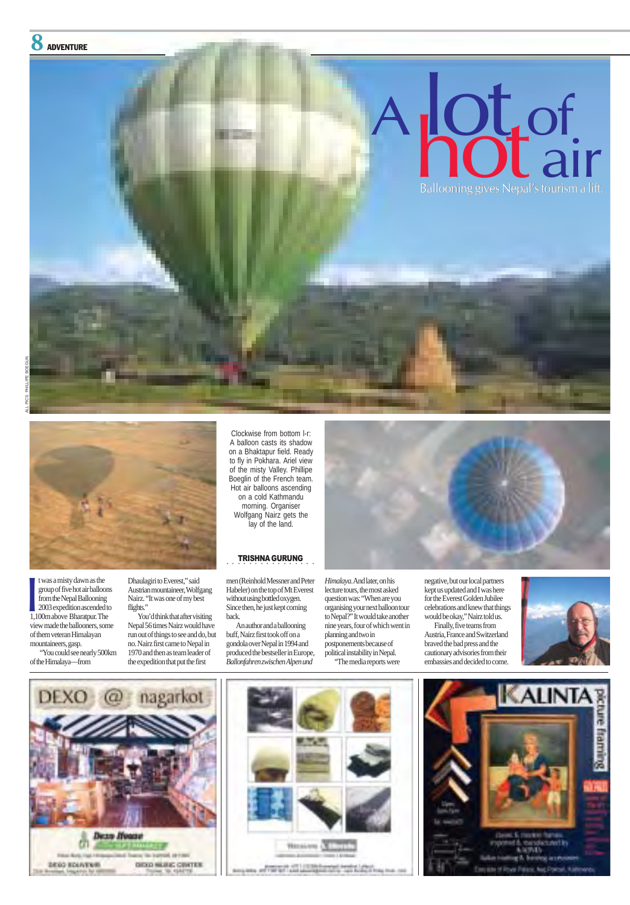# A lot of hot air

Balooning gives Nepal's tourism a lift.

Clockwise from bottom l-r: A balloon casts its shadow on a Bhaktapur field. Ready to fly in Pokhara. Ariel view of the misty Valley. Phillipe Boeglin of the French team. Hot air balloons ascending on a cold Kathmandu morning. Organiser Wolfgang Nairz gets the lay of the land.

ALL PICS: PHILLIPE BOEGLIN

**TRISHNA GURUNG**

It was a misty dawn as the group of five hot air balloons from the Nepal Ballooning 2003 expedition ascended to 1,100m above Bharatpur. The view made the balloonists, some of them veteran Himalayan mountaineers, gasp.

"You could see nearly 500km of the Himalaya—from Dhaulagiri to Everest," said Austrian mountaineer, Wolfgang Nairz. "It was one of my best flights."

You'd think that after visiting Nepal 56 times Nairz would have run out of things to see and do, but no. Nairz first came to Nepal in 1970 and then as team leader of the expedition that put the first men (Reinhold Messner and Peter Habeler) on the top of Mt Everest without using bottled oxygen. Since then, he just kept coming back.

An author and a ballooning buff, Nairz first took off on a gondola over Nepal in 1994 and produced the bestseller in Europe, *Ballonfahren zwischen Alpen und Himalaya*. And later, on his lecture tours, the most asked question was: "When are you organising your next balloon tour to Nepal?" It would take another nine years, four of which went in planning and two in postponements because of political instability in Nepal.

"The media reports were negative, but our local partners kept us updated and I was here for the Everest Golden Jubilee celebrations and knew that things would be okay," Nairz told us.

Finally, five teams from Austria, France and Switzerland braved the bad press and the cautionary advisories from their embassies and decided to come.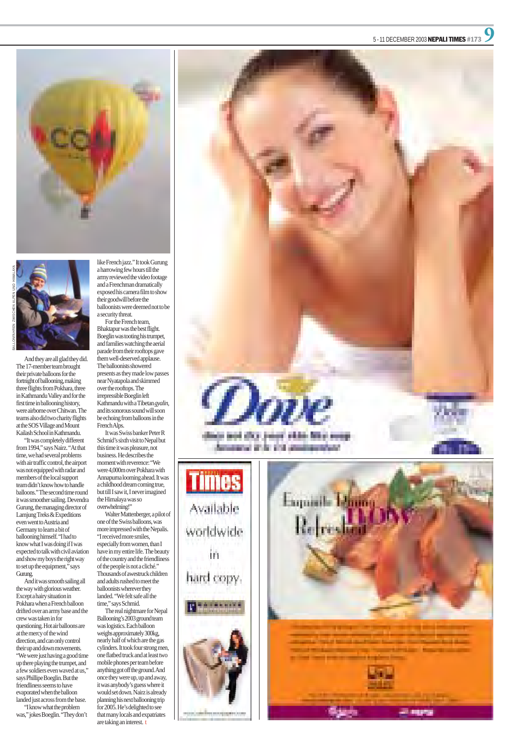BALLONFAHREN ZWISCHEN ALPEN UND HIMALAYA

And they are all glad they did. The 17-member team brought their private balloons for the fortnight of ballooning, making three flights from Pokhara, three in Kathmandu Valley and for the first time in ballooning history, were airborne over Chitwan. The teams also did two charity flights at the SOS Village and Mount Kailash School in Kathmandu.

"It was completely different from 1994," says Nairz. "At that time, we had several problems with air traffic control, the airport was not equipped with radar and members of the local support team didn't know how to handle balloons." The second time round it was smoother sailing. Devendra Gurung, the managing director of Lamjung Treks & Expeditions even went to Austria and Germany to learn a bit of ballooning himself. "I had to know what I was doing if I was expected to talk with civil aviation and show my boys the right way to set up the equipment," says Gurung.

And it was smooth sailing all the way with glorious weather. Except a hairy situation in Pokhara when a French balloon drifted over an army base and the crew was taken in for questioning. Hot air balloons are at the mercy of the wind direction, and can only control their up and down movements. "We were just having a good time up there playing the trumpet, and a few soldiers even waved at us," says Phillipe Boeglin. But the friendliness seems to have evaporated when the balloon landed just across from the base.

"I know what the problem was," jokes Boeglin. "They don't like French jazz." It took Gurung a harrowing few hours till the army reviewed the video footage and a Frenchman dramatically exposed his camera film to show their goodwill before the balloonists were deemed not to be a security threat.

For the French team, Bhaktapur was the best flight. Boeglin was tooting his trumpet, and families watching the aerial parade from their rooftops gave them well-deserved applause. The balloonists showered presents as they made low passes near Nyatapola and skimmed over the rooftops. The irrepressible Boeglin left Kathmandu with a Tibetan *gyalin*, and its sonorous sound will soon be echoing from balloons in the French Alps.

It was Swiss banker Peter R Schmid's sixth visit to Nepal but this time it was pleasure, not business. He describes the moment with reverence: "We were 4,000m over Pokhara with Annapurna looming ahead. It was a childhood dream coming true, but till I saw it, I never imagined the Himalaya was so overwhelming!"

Walter Mattenberger, a pilot of one of the Swiss balloons, was more impressed with the Nepalis. "I received more smiles, especially from women, than I have in my entire life. The beauty of the country and the friendliness of the people is not a cliché." Thousands of awestruck children and adults rushed to meet the balloonists wherever they landed. "We felt safe all the time," says Schmid.

The real nightmare for Nepal Ballooning's 2003 ground team was logistics. Each balloon weighs approximately 300kg, nearly half of which are the gas cylinders. It took four strong men, one flatbed truck and at least two mobile phones per team before anything got off the ground. And once they were up, up and away, it was anybody's guess where it would set down. Nairz is already planning his next ballooning trip for 2005. He's delighted to see that many locals and expatriates are taking an interest.

Dove

**Times**

Available worldwide in hard copy.

Exquisite Dining
NOW
Refreshed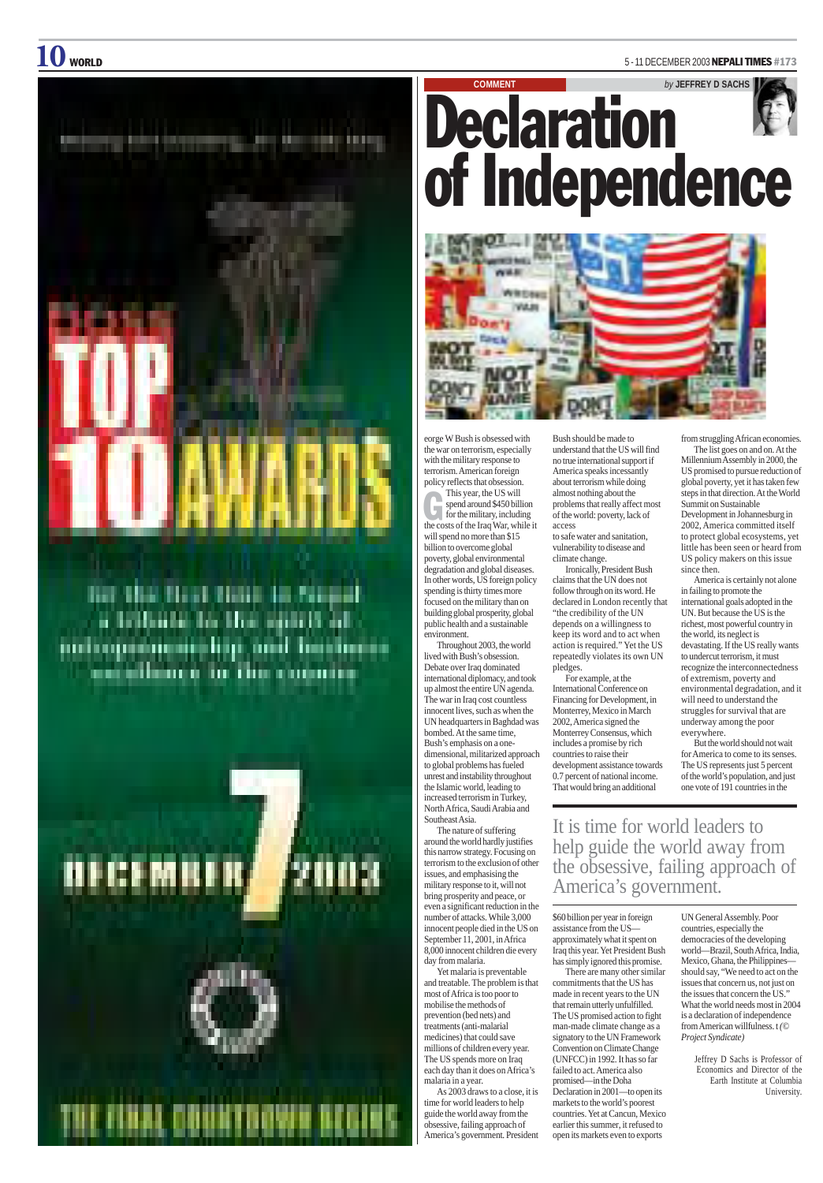COMMENT

*by* **JEFFREY D SACHS**

# Declaration of Independence

George W Bush is obsessed with the war on terrorism, especially with the military response to terrorism. American foreign policy reflects that obsession.

This year, the US will spend around $450 billion for the military, including the costs of the Iraq War, while it will spend no more than $15 billion to overcome global poverty, global environmental degradation and global diseases. In other words, US foreign policy spending is thirty times more focused on the military than on building global prosperity, global public health and a sustainable environment.

Throughout 2003, the world lived with Bush's obsession. Debate over Iraq dominated international diplomacy, and took up almost the entire UN agenda. The war in Iraq cost countless innocent lives, such as when the UN headquarters in Baghdad was bombed. At the same time, Bush's emphasis on a one-dimensional, militarized approach to global problems has fueled unrest and instability throughout the Islamic world, leading to increased terrorism in Turkey, North Africa, Saudi Arabia and Southeast Asia.

The nature of suffering around the world hardly justifies this narrow strategy. Focusing on terrorism to the exclusion of other issues, and emphasising the military response to it, will not bring prosperity and peace, or even a significant reduction in the number of attacks. While 3,000 innocent people died in the US on September 11, 2001, in Africa 8,000 innocent children die every day from malaria.

Yet malaria is preventable and treatable. The problem is that most of Africa is too poor to mobilise the methods of prevention (bed nets) and treatments (anti-malarial medicines) that could save millions of children every year. The US spends more on Iraq each day than it does on Africa's malaria in a year.

As 2003 draws to a close, it is time for world leaders to help guide the world away from the obsessive, failing approach of America's government. President Bush should be made to understand that the US will find no true international support if America speaks incessantly about terrorism while doing almost nothing about the problems that really affect most of the world: poverty, lack of access to safe water and sanitation, vulnerability to disease and climate change.

Ironically, President Bush claims that the UN does not follow through on its word. He declared in London recently that "the credibility of the UN depends on a willingness to keep its word and to act when action is required." Yet the US repeatedly violates its own UN pledges.

For example, at the International Conference on Financing for Development, in Monterrey, Mexico in March 2002, America signed the Monterrey Consensus, which includes a promise by rich countries to raise their development assistance towards 0.7 percent of national income. That would bring an additional $60 billion per year in foreign assistance from the US—approximately what it spent on Iraq this year. Yet President Bush has simply ignored this promise.

There are many other similar commitments that the US has made in recent years to the UN that remain utterly unfulfilled. The US promised action to fight man-made climate change as a signatory to the UN Framework Convention on Climate Change (UNFCC) in 1992. It has so far failed to act. America also promised—in the Doha Declaration in 2001—to open its markets to the world's poorest countries. Yet at Cancun, Mexico earlier this summer, it refused to open its markets even to exports from struggling African economies.

The list goes on and on. At the Millennium Assembly in 2000, the US promised to pursue reduction of global poverty, yet it has taken few steps in that direction. At the World Summit on Sustainable Development in Johannesburg in 2002, America committed itself to protect global ecosystems, yet little has been seen or heard from US policy makers on this issue since then.

America is certainly not alone in failing to promote the international goals adopted in the UN. But because the US is the richest, most powerful country in the world, its neglect is devastating. If the US really wants to undercut terrorism, it must recognize the interconnectedness of extremism, poverty and environmental degradation, and it will need to understand the struggles for survival that are underway among the poor everywhere.

> It is time for world leaders to help guide the world away from the obsessive, failing approach of America's government.

But the world should not wait for America to come to its senses. The US represents just 5 percent of the world's population, and just one vote of 191 countries in the UN General Assembly. Poor countries, especially the democracies of the developing world—Brazil, South Africa, India, Mexico, Ghana, the Philippines—should say, "We need to act on the issues that concern us, not just on the issues that concern the US." What the world needs most in 2004 is a declaration of independence from American willfulness. *(© Project Syndicate)*

Jeffrey D Sachs is Professor of Economics and Director of the Earth Institute at Columbia University.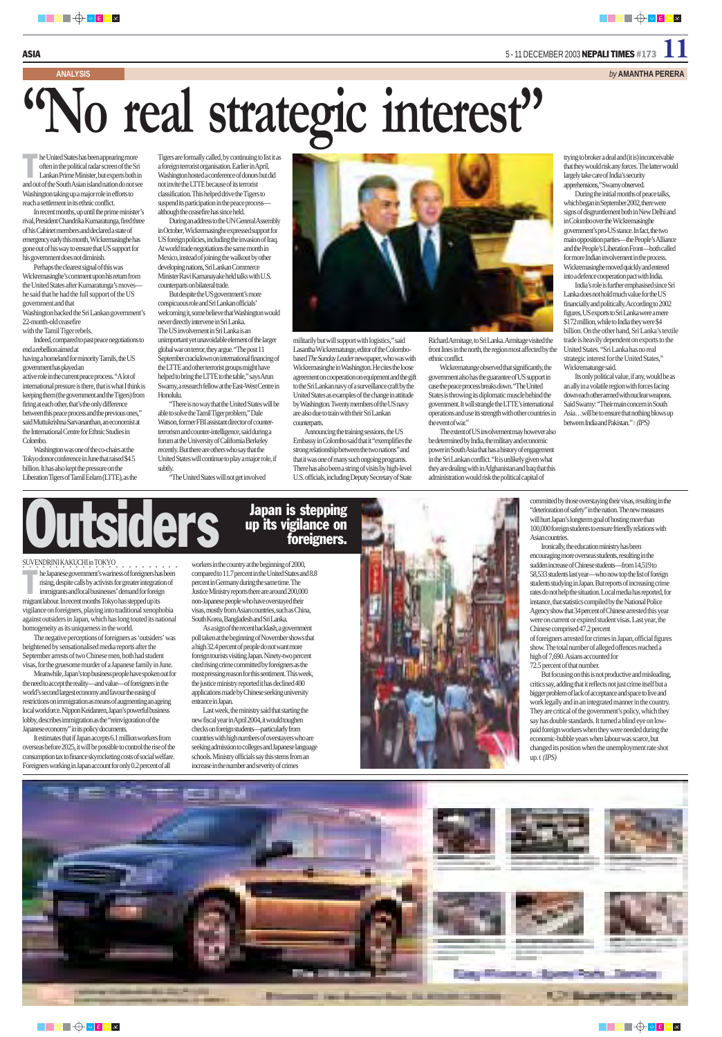ANALYSIS

*by* **AMANTHA PERERA**

# "No real strategic interest"

The United States has been appearing more often in the political radar screen of the Sri Lankan Prime Minister, but experts both in and out of the South Asian island nation do not see Washington taking up a major role in efforts to reach a settlement in its ethnic conflict.

In recent months, up until the prime minister's rival, President Chandrika Kumaratunga, fired three of his Cabinet members and declared a state of emergency early this month, Wickremasinghe has gone out of his way to ensure that US support for his government does not diminish.

Perhaps the clearest signal of this was Wickremasinghe's comment upon his return from the United States after Kumaratunga's moves—he said that he had the full support of the US government and that Washington backed the Sri Lankan government's 22-month-old ceasefire with the Tamil Tiger rebels.

Indeed, compared to past peace negotiations to end a rebellion aimed at having a homeland for minority Tamils, the US government has played an active role in the current peace process. "A lot of international pressure is there, that is what I think is keeping them (the government and the Tigers) from firing at each other, that's the only difference between this peace process and the previous ones," said Muttukrishna Sarvananthan, an economist at the International Centre for Ethnic Studies in Colombo.

Washington was one of the co-chairs at the Tokyo donor conference in June that raised $4.5 billion. It has also kept the pressure on the Liberation Tigers of Tamil Eelam (LTTE), as the Tigers are formally called, by continuing to list it as a foreign terrorist organisation. Earlier in April, Washington hosted a conference of donors but did not invite the LTTE because of its terrorist classification. This helped drive the Tigers to suspend its participation in the peace process—although the ceasefire has since held.

During an address to the UN General Assembly in October, Wickremasinghe expressed support for US foreign policies, including the invasion of Iraq. At world trade negotiations the same month in Mexico, instead of joining the walkout by other developing nations, Sri Lankan Commerce Minister Ravi Karunanayake held talks with U.S. counterparts on bilateral trade.

But despite the US government's more conspicuous role and Sri Lankan officials' welcoming it, some believe that Washington would never directly intervene in Sri Lanka. The US involvement in Sri Lanka is an unimportant yet unavoidable element of the larger global war on terror, they argue. "The post 11 September crackdown on international financing of the LTTE and other terrorist groups might have helped to bring the LTTE to the table," says Arun Swamy, a research fellow at the East-West Centre in Honolulu.

"There is no way that the United States will be able to solve the Tamil Tiger problem," Dale Watson, former FBI assistant director of counter-terrorism and counter-intelligence, said during a forum at the University of California Berkeley recently. But there are others who say that the United States will continue to play a major role, if subtly.

"The United States will not get involved militarily but will support with logistics," said Lasantha Wickrematunge, editor of the Colombo-based *The Sunday Leader* newspaper, who was with Wickremasinghe in Washington. He cites the loose agreement on cooperation on equipment and the gift to the Sri Lankan navy of a surveillance craft by the United States as examples of the change in attitude by Washington. Twenty members of the US navy are also due to train with their Sri Lankan counterparts.

Announcing the training sessions, the US Embassy in Colombo said that it "exemplifies the strong relationship between the two nations" and that it was one of many such ongoing programs. There has also been a string of visits by high-level U.S. officials, including Deputy Secretary of State Richard Armitage, to Sri Lanka. Armitage visited the front lines in the north, the region most affected by the ethnic conflict.

Wickrematunge observed that significantly, the government also has the guarantee of US support in case the peace process breaks down. "The United States is throwing its diplomatic muscle behind the government. It will strangle the LTTE's international operations and use its strength with other countries in the event of war."

The extent of US involvement may however also be determined by India, the military and economic power in South Asia that has a history of engagement in the Sri Lankan conflict. "It is unlikely given what they are dealing with in Afghanistan and Iraq that this administration would risk the political capital of trying to broker a deal and (it is) inconceivable that they would risk any forces. The latter would largely take care of India's security apprehensions," Swamy observed.

During the initial months of peace talks, which began in September 2002, there were signs of disgruntlement both in New Delhi and in Colombo over the Wickremasinghe government's pro-US stance. In fact, the two main opposition parties—the People's Alliance and the People's Liberation Front—both called for more Indian involvement in the process. Wickremasinghe moved quickly and entered into a defence cooperation pact with India.

India's role is further emphasised since Sri Lanka does not hold much value for the US financially and politically. According to 2002 figures, US exports to Sri Lanka were a mere $172 million, while to India they were $4 billion. On the other hand, Sri Lanka's textile trade is heavily dependent on exports to the United States. "Sri Lanka has no real strategic interest for the United States," Wickrematunge said.

Its only political value, if any, would be as an ally in a volatile region with forces facing down each other armed with nuclear weapons. Said Swamy: "Their main concern in South Asia…will be to ensure that nothing blows up between India and Pakistan." *(IPS)*

# Outsiders

## Japan is stepping up its vigilance on foreigners.

SUVENDRINI KAKUCHI in TOKYO

The Japanese government's wariness of foreigners has been rising, despite calls by activists for greater integration of immigrants and local businesses' demand for foreign migrant labour. In recent months Tokyo has stepped up its vigilance on foreigners, playing into traditional xenophobia against outsiders in Japan, which has long touted its national homogeneity as its uniqueness in the world.

The negative perceptions of foreigners as 'outsiders' was heightened by sensationalised media reports after the September arrests of two Chinese men, both had student visas, for the gruesome murder of a Japanese family in June.

Meanwhile, Japan's top business people have spoken out for the need to accept the reality—and value—of foreigners in the world's second largest economy and favour the easing of restrictions on immigration as means of augmenting an ageing local workforce. Nippon Keidanren, Japan's powerful business lobby, describes immigration as the "reinvigoration of the Japanese economy" in its policy documents.

It estimates that if Japan accepts 6.1 million workers from overseas before 2025, it will be possible to control the rise of the consumption tax to finance skyrocketing costs of social welfare. Foreigners working in Japan account for only 0.2 percent of all workers in the country at the beginning of 2000, compared to 11.7 percent in the United States and 8.8 percent in Germany during the same time. The Justice Ministry reports there are around 200,000 non-Japanese people who have overstayed their visas, mostly from Asian countries, such as China, South Korea, Bangladesh and Sri Lanka.

As a sign of the recent backlash, a government poll taken at the beginning of November shows that a high 32.4 percent of people do not want more foreign tourists visiting Japan. Ninety-two percent cited rising crime committed by foreigners as the most pressing reason for this sentiment. This week, the justice ministry reported it has declined 400 applications made by Chinese seeking university entrance in Japan.

Last week, the ministry said that starting the new fiscal year in April 2004, it would toughen checks on foreign students—particularly from countries with high numbers of overstayers who are seeking admission to colleges and Japanese language schools. Ministry officials say this stems from an increase in the number and severity of crimes committed by those overstaying their visas, resulting in the "deterioration of safety" in the nation. The new measures will hurt Japan's longterm goal of hosting more than 100,000 foreign students to ensure friendly relations with Asian countries.

Ironically, the education ministry has been encouraging more overseas students, resulting in the sudden increase of Chinese students—from 14,519 to 58,533 students last year—who now top the list of foreign students studying in Japan. But reports of increasing crime rates do not help the situation. Local media has reported, for instance, that statistics compiled by the National Police Agency show that 34 percent of Chinese arrested this year were on current or expired student visas. Last year, the Chinese comprised 47.2 percent of foreigners arrested for crimes in Japan, official figures show. The total number of alleged offences reached a high of 7,690. Asians accounted for 72.5 percent of that number.

But focusing on this is not productive and misleading, critics say, adding that it reflects not just crime itself but a bigger problem of lack of acceptance and space to live and work legally and in an integrated manner in the country. They are critical of the government's policy, which they say has double standards. It turned a blind eye on low-paid foreign workers when they were needed during the economic-bubble years when labour was scarce, but changed its position when the unemployment rate shot up. *(IPS)*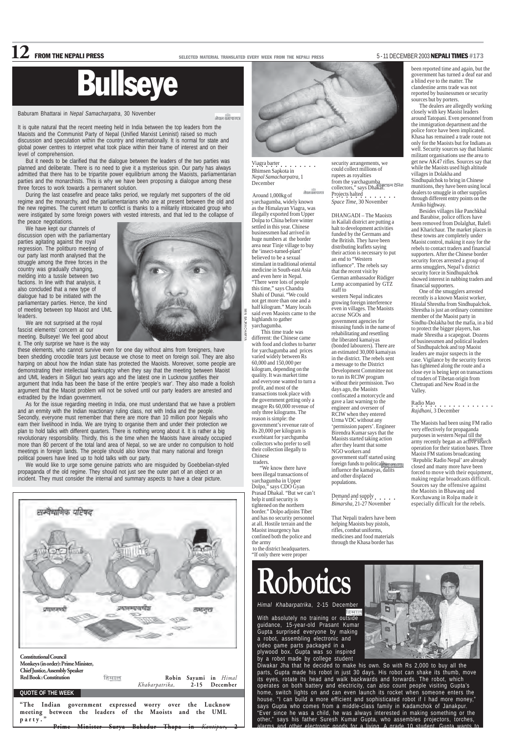# Bullseye

Babu­ram Bhattarai in *Nepal Samacharpatra*, 30 November

It is quite natural that the recent meeting held in India between the top leaders from the Maoists and the Communist Party of Nepal (Unified Marxist Leninist) raised so much discussion and speculation within the country and internationally. It is normal for state and global power centres to interpret what took place within their frame of interest and on their level of comprehension.

But it needs to be clarified that the dialogue between the leaders of the two parties was planned and deliberate. There is no need to give it a mysterious spin. Our party has always admitted that there has to be tripartite power equilibrium among the Maoists, parliamentarian parties and the monarchists. This is why we have been proposing a dialogue among these three forces to work towards a permanent solution.

During the last ceasefire and peace talks period, we regularly met supporters of the old regime and the monarchy, and the parliamentarians who are at present between the old and the new regimes. The current return to conflict is thanks to a militarily intoxicated group who were instigated by some foreign powers with vested interests, and that led to the collapse of the peace negotiations.

We have kept our channels of discussion open with the parliamentary parties agitating against the royal regression. The politburo meeting of our party last month analysed that the struggle among the three forces in the country was gradually changing, melding into a tussle between two factions. In line with that analysis, it also concluded that a new type of dialogue had to be initiated with the parliamentary parties. Hence, the kind of meeting between top Maoist and UML leaders.

We are not surprised at the royal fascist elements' concern at our meeting. Bullseye! We feel good about it. The only surprise we have is the way these elements, who cannot survive even for one day without alms from foreigners, have been shedding crocodile tears just because we chose to meet on foreign soil. They are also harping on about how the Indian state has protected the Maoists. Moreover, some people are demonstrating their intellectual bankruptcy when they say that the meeting between Maoist and UML leaders in Siliguri two years ago and the latest one in Lucknow justifies their argument that India has been the base of the entire 'people's war'. They also made a foolish argument that the Maoist problem will not be solved until our party leaders are arrested and extradited by the Indian government.

As for the issue regarding meeting in India, one must understand that we have a problem and an enmity with the Indian reactionary ruling class, not with India and the people. Secondly, everyone must remember that there are more than 10 million poor Nepalis who earn their livelihood in India. We are trying to organise them and under their protection we plan to hold talks with different quarters. There is nothing wrong about it. It is rather a big revolutionary responsibility. Thirdly, this is the time when the Maoists have already occupied more than 80 percent of the total land area of Nepal, so we are under no compulsion to hold meetings in foreign lands. The people should also know that many national and foreign political powers have lined up to hold talks with our party.

We would like to urge some genuine patriots who are misguided by Goebbelian-styled propaganda of the old regime. They should not just see the outer part of an object or an incident. They must consider the internal and summary aspects to have a clear picture.

MIN BAJRACHARYA

**Constitutional Council**
**Monkeys (in order): Prime Minister, Chief Justice, Assembly Speaker**
**Red Book: Constitution**

**Robin Sayami** in *Himal Khabarpatrika*, **2-15 December**

## QUOTE OF THE WEEK

**"The Indian government expressed worry over the Lucknow meeting between the leaders of the Maoists and the UML party."**

**Prime Minister Surya Bahadur Thapa in *Kantipur*, 2**

## Viagra barter

Bhimsen Sapkota in *Nepal Samacharpatra*, 1 December

Around 1,000kg of yarchagumba, widely known as the Himalayan Viagra, was illegally exported from Upper Dolpa to China before winter settled in this year. Chinese businessmen had arrived in huge numbers at the border area near Tinje village to buy the 'insect-turned-plant' believed to be a sexual stimulant in traditional oriental medicine in South-east Asia and even here in Nepal. "There were lots of people this time," says Chandra Shahi of Dunai. "We could not get more than one and a half kilogram." Many locals said even Maoists came to the highlands to gather yarchagumba.

This time trade was different: the Chinese came with food and clothes to barter for yarchagumba and prices varied widely between Rs 60,000 and 150,000 per kilogram, depending on the quality. It was market time and everyone wanted to turn a profit, and most of the transactions took place with the government getting only a meagre Rs 60,000 revenue of only three kilograms. The reason is simple: the government's revenue rate of Rs 20,000 per kilogram is exorbitant for yarchgumba collectors who prefer to sell their collection illegally to Chinese traders.

"We know there have been illegal transactions of yarchagumba in Upper Dolpo," says CDO Gyan Prasad Dhakal. "But we can't help it until security is tightened on the northern border." Dolpo adjoins Tibet and has no security personnel at all. Hostile terrain and the Maoist insurgency has confined both the police and the army to the district headquarters. "If only there were proper security arrangements, we could collect millions of rupees as royalties from the yarchagumba collectors," says Dhakal.

## Projects halted

*Space Time*, 30 November

DHANGADI – The Maoists in Kailali district are putting a halt to development activities funded by the Germans and the British. They have been distributing leaflets saying their action is necessary to put an end to "Western influence". The rebels say that the recent visit by German ambassador Rüdiger Lemp accompanied by GTZ staff to western Nepal indicates growing foreign interference even in villages. The Maoists accuse NGOs and government agencies for misusing funds in the name of rehabilitating and resettling the liberated kamaiyas (bonded labourers). There are an estimated 30,000 kamaiyas in the district. The rebels sent a message to the District Development Committee not to run its RCIW program without their permission. Two days ago, the Maoists confiscated a motorcycle and gave a last warning to the engineer and overseer of RCIW when they entered Urma VDC without any 'permission papers'. Engineer Birendra Kumar says that the Maoists started taking action after they learnt that some NGO workers and government staff started using foreign funds to politically influence the kamaiyas, dalits and other displaced populations.

## Demand and supply

*Bimarsha*, 21-27 November

That Nepali traders have been helping Maoists buy pistols, rifles, combat uniforms, medicines and food materials through the Khasa border has been reported time and again, but the government has turned a deaf ear and a blind eye to the matter. The clandestine arms trade was not reported by businessmen or security sources but by porters.

The dealers are allegedly working closely with key Maoist leaders around Tatopani. Even personnel from the immigration department and the police force have been implicated. Khasa has remained a trade route not only for the Maoists but for Indians as well. Security sources say that Islamic militant organisations use the area to get new AK47 rifles. Sources say that while the Maoists used high altitude villages in Dolakha and Sindhupalchok to bring in Chinese munitions, they have been using local dealers to smuggle in other supplies through different entry points on the Arniko highway.

Besides villages like Panchkhal and Barabise, police offices have been removed from Dolalghat, Balefi and Kharichaur. The market places in these towns are completely under Maoist control, making it easy for the rebels to contact traders and financial supporters. After the Chinese border security forces arrested a group of arms smugglers, Nepal's district security force in Sindhupalchok showed interest in nabbing traders and financial supporters.

One of the smugglers arrested recently is a known Maoist worker, Hiralal Shrestha from Sindhupalchok. Shrestha is just an ordinary committee member of the Maoist party in Sindhu-Dolakha but the mafia, in a bid to protect the bigger players, has made Shrestha a scapegoat. Dozens of businessmen and political leaders of Sindhupalchok and top Maoist leaders are major suspects in the case. Vigilance by the security forces has tightened along the route and a close eye is being kept on transactions of traders of Tibetan origin from Chetrapati and New Road in the Valley.

## Radio Mao

*Rajdhani*, 3 December

The Maoists had been using FM radio very effectively for propaganda purposes in western Nepal till the army recently began an active search operation for their station bases. Three Maoist FM stations broadcasting 'Republic Radio Nepal' are already closed and many more have been forced to move with their equipment, making regular broadcasts difficult. Sources say the offensive against the Maoists in Bhawang and Korchawang in Rolpa made it especially difficult for the rebels.

# Robotics

*Himal Khabarpatrika*, 2-15 December

With absolutely no training or outside guidance, 15-year-old Prasant Kumar Gupta surprised everyone by making a robot, assembling electronic and video game parts packaged in a plywood box. Gupta was so inspired by a robot made by college student Diwakar Jha that he decided to make his own. So with Rs 2,000 to buy all the parts, Gupta made his robot in just 30 days. His robot can shake its thumb, move its eyes, rotate its head and walk backwards and forwards. The robot, which operates on both battery and electricity, can also count people visiting Gupta's home, switch lights on and can even launch its rocket when someone enters the house. "I can build a more efficient and sophisticated robot if I had more money," says Gupta who comes from a middle-class family in Kadamchok of Janakpur. "Ever since he was a child, he was always interested in making something or the other," says his father Suresh Kumar Gupta, who assembles projectors, torches, alarms and other electronic goods for a living. A grade 10 student, Gupta wants to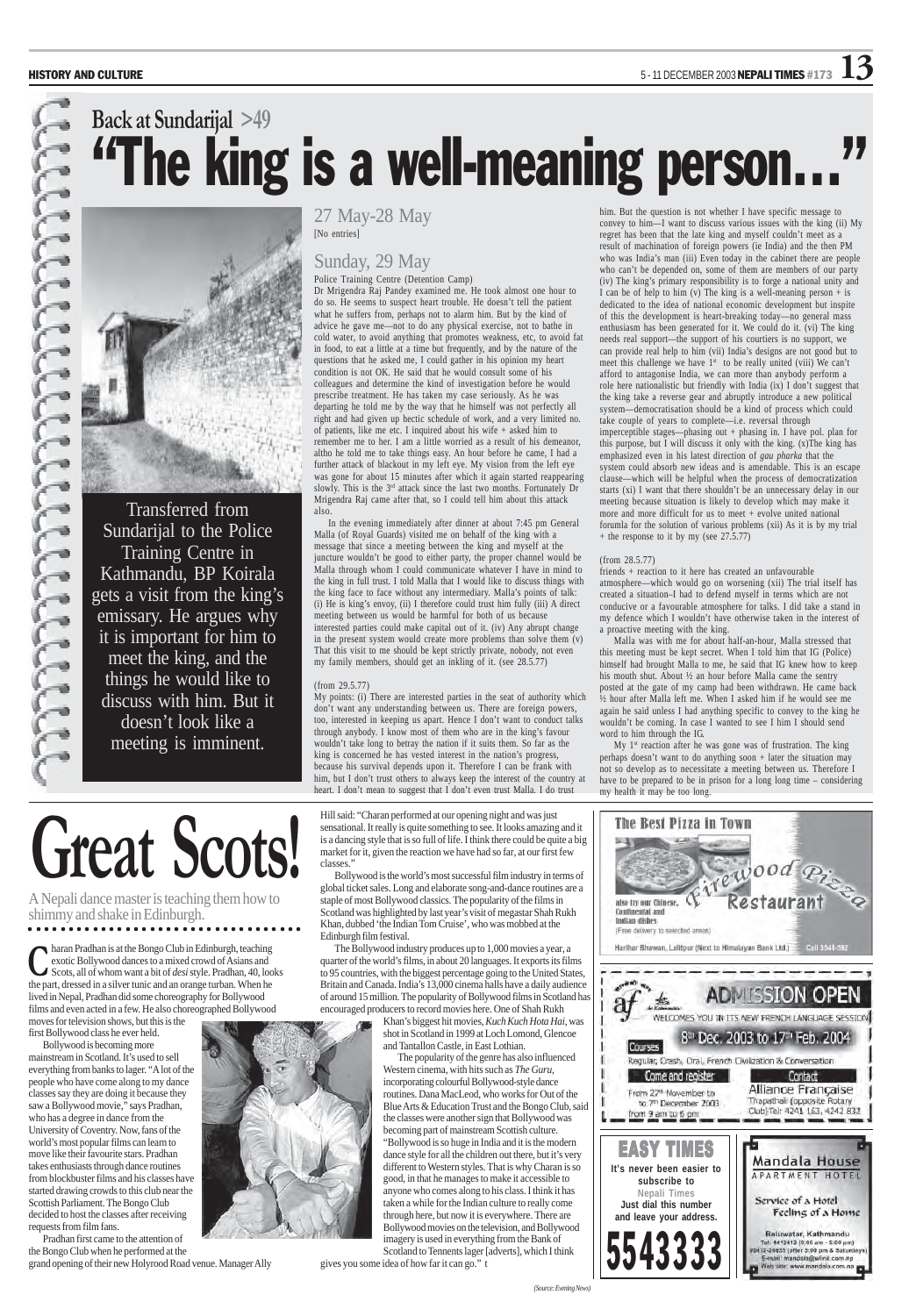# Back at Sundarijal >49

# "The king is a well-meaning person..."

Transferred from Sundarijal to the Police Training Centre in Kathmandu, BP Koirala gets a visit from the king's emissary. He argues why it is important for him to meet the king, and the things he would like to discuss with him. But it doesn't look like a meeting is imminent.

## 27 May-28 May

[No entries]

## Sunday, 29 May

Police Training Centre (Detention Camp)

Dr Mrigendra Raj Pandey examined me. He took almost one hour to do so. He seems to suspect heart trouble. He doesn't tell the patient what he suffers from, perhaps not to alarm him. But by the kind of advice he gave me—not to do any physical exercise, not to bathe in cold water, to avoid anything that promotes weakness, etc, to avoid fat in food, to eat a little at a time but frequently, and by the nature of the questions that he asked me, I could gather in his opinion my heart condition is not OK. He said that he would consult some of his colleagues and determine the kind of investigation before he would prescribe treatment. He has taken my case seriously. As he was departing he told me by the way that he himself was not perfectly all right and had given up hectic schedule of work, and a very limited no. of patients, like me etc. I inquired about his wife + asked him to remember me to her. I am a little worried as a result of his demeanor, altho he told me to take things easy. An hour before he came, I had a further attack of blackout in my left eye. My vision from the left eye was gone for about 15 minutes after which it again started reappearing slowly. This is the 3rd attack since the last two months. Fortunately Dr Mrigendra Raj came after that, so I could tell him about this attack also.

In the evening immediately after dinner at about 7:45 pm General Malla (of Royal Guards) visited me on behalf of the king with a message that since a meeting between the king and myself at the juncture wouldn't be good to either party, the proper channel would be Malla through whom I could communicate whatever I have in mind to the king in full trust. I told Malla that I would like to discuss things with the king face to face without any intermediary. Malla's points of talk: (i) He is king's envoy, (ii) I therefore could trust him fully (iii) A direct meeting between us would be harmful for both of us because interested parties could make capital out of it. (iv) Any abrupt change in the present system would create more problems than solve them (v) That this visit to me should be kept strictly private, nobody, not even my family members, should get an inkling of it. (see 28.5.77)

(from 29.5.77)

My points: (i) There are interested parties in the seat of authority which don't want any understanding between us. There are foreign powers, too, interested in keeping us apart. Hence I don't want to conduct talks through anybody. I know most of them who are in the king's favour wouldn't take long to betray the nation if it suits them. So far as the king is concerned he has vested interest in the nation's progress, because his survival depends upon it. Therefore I can be frank with him, but I don't trust others to always keep the interest of the country at heart. I don't mean to suggest that I don't even trust Malla. I do trust him. But the question is not whether I have specific message to convey to him—I want to discuss various issues with the king (ii) My regret has been that the late king and myself couldn't meet as a result of machination of foreign powers (ie India) and the then PM who was India's man (iii) Even today in the cabinet there are people who can't be depended on, some of them are members of our party (iv) The king's primary responsibility is to forge a national unity and I can be of help to him (v) The king is a well-meaning person + is dedicated to the idea of national economic development but inspite of this the development is heart-breaking today—no general mass enthusiasm has been generated for it. We could do it. (vi) The king needs real support—the support of his courtiers is no support, we can provide real help to him (vii) India's designs are not good but to meet this challenge we have 1st to be really united (viii) We can't afford to antagonise India, we can more than anybody perform a role here nationalistic but friendly with India (ix) I don't suggest that the king take a reverse gear and abruptly introduce a new political system—democratisation should be a kind of process which could take couple of years to complete—i.e. reversal through imperceptible stages—phasing out + phasing in. I have pol. plan for this purpose, but I will discuss it only with the king. (x)The king has emphasized even in his latest direction of *gau pharka* that the system could absorb new ideas and is amendable. This is an escape clause—which will be helpful when the process of democratization starts (xi) I want that there shouldn't be an unnecessary delay in our meeting because situation is likely to develop which may make it more and more difficult for us to meet + evolve united national forumla for the solution of various problems (xii) As it is by my trial + the response to it by my (see 27.5.77)

(from 28.5.77)

friends + reaction to it here has created an unfavourable atmosphere—which would go on worsening (xii) The trial itself has created a situation–I had to defend myself in terms which are not conducive or a favourable atmosphere for talks. I did take a stand in my defence which I wouldn't have otherwise taken in the interest of a proactive meeting with the king.

Malla was with me for about half-an-hour, Malla stressed that this meeting must be kept secret. When I told him that IG (Police) himself had brought Malla to me, he said that IG knew how to keep his mouth shut. About ½ an hour before Malla came the sentry posted at the gate of my camp had been withdrawn. He came back ½ hour after Malla left me. When I asked him if he would see me again he said unless I had anything specific to convey to the king he wouldn't be coming. In case I wanted to see I him I should send word to him through the IG.

My 1st reaction after he was gone was of frustration. The king perhaps doesn't want to do anything soon + later the situation may not so develop as to necessitate a meeting between us. Therefore I have to be prepared to be in prison for a long long time – considering my health it may be too long.

# Great Scots!

A Nepali dance master is teaching them how to shimmy and shake in Edinburgh.

Charan Pradhan is at the Bongo Club in Edinburgh, teaching exotic Bollywood dances to a mixed crowd of Asians and Scots, all of whom want a bit of *desi* style. Pradhan, 40, looks the part, dressed in a silver tunic and an orange turban. When he lived in Nepal, Pradhan did some choreography for Bollywood films and even acted in a few. He also choreographed Bollywood moves for television shows, but this is the first Bollywood class he ever held.

Bollywood is becoming more mainstream in Scotland. It's used to sell everything from banks to lager. "A lot of the people who have come along to my dance classes say they are doing it because they saw a Bollywood movie," says Pradhan, who has a degree in dance from the University of Coventry. Now, fans of the world's most popular films can learn to move like their favourite stars. Pradhan takes enthusiasts through dance routines from blockbuster films and his classes have started drawing crowds to this club near the Scottish Parliament. The Bongo Club decided to host the classes after receiving requests from film fans.

Pradhan first came to the attention of the Bongo Club when he performed at the grand opening of their new Holyrood Road venue. Manager Ally Hill said: "Charan performed at our opening night and was just sensational. It really is quite something to see. It looks amazing and it is a dancing style that is so full of life. I think there could be quite a big market for it, given the reaction we have had so far, at our first few classes."

Bollywood is the world's most successful film industry in terms of global ticket sales. Long and elaborate song-and-dance routines are a staple of most Bollywood classics. The popularity of the films in Scotland was highlighted by last year's visit of megastar Shah Rukh Khan, dubbed 'the Indian Tom Cruise', who was mobbed at the Edinburgh film festival.

The Bollywood industry produces up to 1,000 movies a year, a quarter of the world's films, in about 20 languages. It exports its films to 95 countries, with the biggest percentage going to the United States, Britain and Canada. India's 13,000 cinema halls have a daily audience of around 15 million. The popularity of Bollywood films in Scotland has encouraged producers to record movies here. One of Shah Rukh Khan's biggest hit movies, *Kuch Kuch Hota Hai*, was shot in Scotland in 1999 at Loch Lomond, Glencoe and Tantallon Castle, in East Lothian.

The popularity of the genre has also influenced Western cinema, with hits such as *The Guru*, incorporating colourful Bollywood-style dance routines. Dana MacLeod, who works for Out of the Blue Arts & Education Trust and the Bongo Club, said the classes were another sign that Bollywood was becoming part of mainstream Scottish culture. "Bollywood is so huge in India and it is the modern dance style for all the children out there, but it's very different to Western styles. That is why Charan is so good, in that he manages to make it accessible to anyone who comes along to his class. I think it has taken a while for the Indian culture to really come through here, but now it is everywhere. There are Bollywood movies on the television, and Bollywood imagery is used in everything from the Bank of Scotland to Tennents lager [adverts], which I think gives you some idea of how far it can go." t

*(Source: Evening News)*

The Best Pizza in Town

Firewood Pizza Restaurant

also try our Chinese, Continental and Indian dishes

(Free delivery to selected areas)

Harihar Bhawan, Lalitpur (Next to Himalayan Bank Ltd.) Call 5541-592

ADMISSION OPEN

WELCOMES YOU IN ITS NEW FRENCH LANGUAGE SESSION

8th Dec. 2003 to 17th Feb. 2004

Courses

Regular, Crash, Oral, French Civilization & Conversation

Come and register

From 27th November to to 7th December 2003 from 9 am to 6 pm

Contact

Alliance Française

Thapathali (opposite Rotary Club) Tel: 4241 163, 4242 832

EASY TIMES

It's never been easier to subscribe to Nepali Times

Just dial this number and leave your address.

5543333

Mandala House

APARTMENT HOTEL

Service of a Hotel Feeling of a Home

Baluwatar, Kathmandu

Tel: 4412412 (9:00 am - 5:00 pm)

9412-24935 (after 5:00 pm & Saturdays)

E-mail: mandala@wlink.com.np

Web site: www.mandala.com.np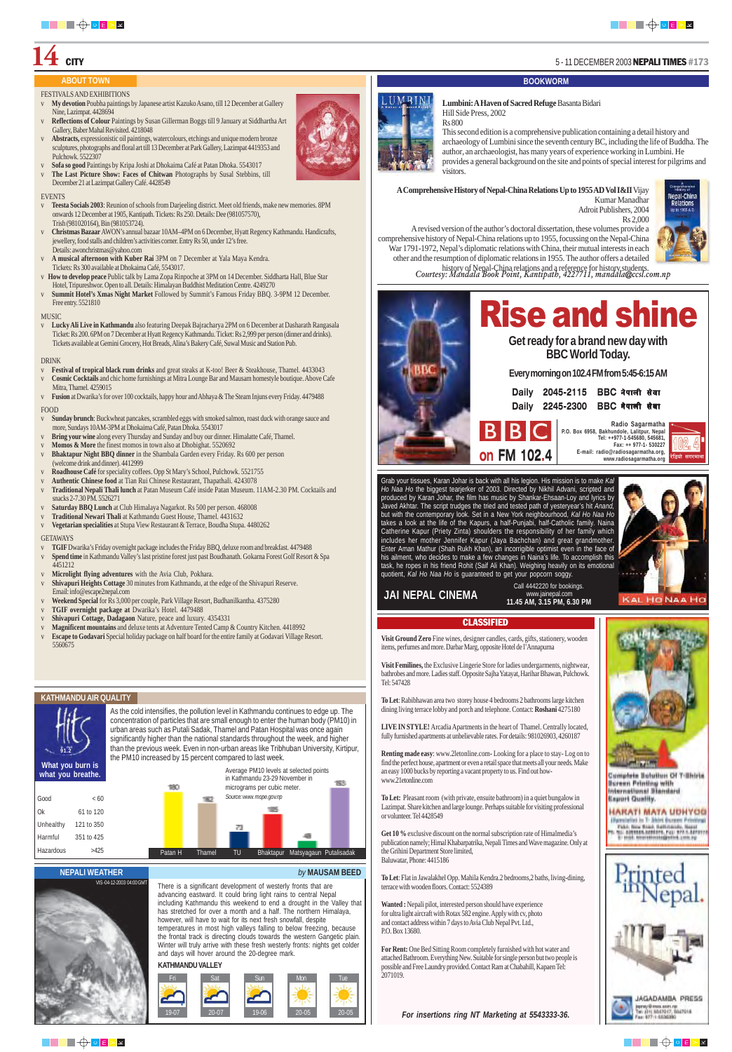## ABOUT TOWN

FESTIVALS AND EXHIBITIONS

- **My devotion** Poubha paintings by Japanese artist Kazuko Asano, till 12 December at Gallery Nine, Lazimpat. 4428694
- **Reflections of Colour** Paintings by Susan Gillerman Boggs till 9 January at Siddhartha Art Gallery, Baber Mahal Revisited. 4218048
- **Abstracts,** expressionistic oil paintings, watercolours, etchings and unique modern bronze sculptures, photographs and floral art till 13 December at Park Gallery, Lazimpat 4419353 and Pulchowk. 5522307
- **Sofa so good** Paintings by Kripa Joshi at Dhokaima Café at Patan Dhoka. 5543017
- **The Last Picture Show: Faces of Chitwan** Photographs by Susal Stebbins, till December 21 at Lazimpat Gallery Café. 4428549

EVENTS

- **Teesta Socials 2003**: Reunion of schools from Darjeeling district. Meet old friends, make new memories. 8PM onwards 12 December at 1905, Kantipath. Tickets: Rs 250. Details: Dee (981057570), Trish (981020164), Bin (981053724).
- **Christmas Bazaar** AWON's annual bazaar 10AM–4PM on 6 December, Hyatt Regency Kathmandu. Handicrafts, jewellery, food stalls and children's activities corner. Entry Rs 50, under 12's free. Details: awonchristmas@yahoo.com
- **A musical afternoon with Kuber Rai** 3PM on 7 December at Yala Maya Kendra. Tickets: Rs 300 available at Dhokaima Café, 5543017.
- **How to develop peace** Public talk by Lama Zopa Rinpoche at 3PM on 14 December. Siddhartha Hall, Blue Star Hotel, Tripureshwor. Open to all. Details: Himalayan Buddhist Meditation Centre. 4249270
- **Summit Hotel's Xmas Night Market** Followed by Summit's Famous Friday BBQ. 3-9PM 12 December. Free entry. 5521810

MUSIC

- **Lucky Ali Live in Kathmandu** also featuring Deepak Bajracharya 2PM on 6 December at Dasharath Rangasala Ticket: Rs 200. 6PM on 7 December at Hyatt Regency Kathmandu. Ticket: Rs 2,999 per person (dinner and drinks). Tickets available at Gemini Grocery, Hot Breads, Alina's Bakery Café, Suwal Music and Station Pub.

DRINK

- **Festival of tropical black rum drinks** and great steaks at K-too! Beer & Steakhouse, Thamel. 4433043
- **Cosmic Cocktails** and chic home furnishings at Mitra Lounge Bar and Mausam homestyle boutique. Above Cafe Mitra, Thamel. 4259015
- **Fusion** at Dwarika's for over 100 cocktails, happy hour and Abhaya & The Steam Injuns every Friday. 4479488

FOOD

- **Sunday brunch**: Buckwheat pancakes, scrambled eggs with smoked salmon, roast duck with orange sauce and more, Sundays 10AM-3PM at Dhokaima Café, Patan Dhoka. 5543017
- **Bring your wine** along every Thursday and Sunday and buy our dinner. Himalatte Café, Thamel.
- **Momos & More** the finest momos in town also at Dhobighat. 5520692
- **Bhaktapur Night BBQ dinner** in the Shambala Garden every Friday. Rs 600 per person (welcome drink and dinner). 4412999
- **Roadhouse Café** for speciality coffees. Opp St Mary's School, Pulchowk. 5521755
- **Authentic Chinese food** at Tian Rui Chinese Restaurant, Thapathali. 4243078
- **Traditional Nepali Thali lunch** at Patan Museum Café inside Patan Museum. 11AM-2.30 PM. Cocktails and snacks 2-7.30 PM. 5526271
- **Saturday BBQ Lunch** at Club Himalaya Nagarkot. Rs 500 per person. 468008
- **Traditional Newari Thali** at Kathmandu Guest House, Thamel. 4431632
- **Vegetarian specialities** at Stupa View Restaurant & Terrace, Boudha Stupa. 4480262

GETAWAYS

- **TGIF** Dwarika's Friday overnight package includes the Friday BBQ, deluxe room and breakfast. 4479488
- **Spend time** in Kathmandu Valley's last pristine forest just past Boudhanath. Gokarna Forest Golf Resort & Spa 4451212
- **Microlight flying adventures** with the Avia Club, Pokhara.
- **Shivapuri Heights Cottage** 30 minutes from Kathmandu, at the edge of the Shivapuri Reserve. Email: info@escape2nepal.com
- **Weekend Special** for Rs 3,000 per couple, Park Village Resort, Budhanilkantha. 4375280
- **TGIF overnight package at** Dwarika's Hotel. 4479488
- **Shivapuri Cottage, Dadagaon** Nature, peace and luxury. 4354331
- **Magnificent mountains** and deluxe tents at Adventure Tented Camp & Country Kitchen. 4418992
- **Escape to Godavari** Special holiday package on half board for the entire family at Godavari Village Resort. 5560675

## KATHMANDU AIR QUALITY

What you burn is what you breathe.

As the cold intensifies, the pollution level in Kathmandu continues to edge up. The concentration of particles that are small enough to enter the human body (PM10) in urban areas such as Putali Sadak, Thamel and Patan Hospital was once again significantly higher than the national standards throughout the week, and higher than the previous week. Even in non-urban areas like Tribhuban University, Kirtipur, the PM10 increased by 15 percent compared to last week.

| Level | Range |
|---|---|
| Good | < 60 |
| Ok | 61 to 120 |
| Unhealthy | 121 to 350 |
| Harmful | 351 to 425 |
| Hazardous | >425 |

Average PM10 levels at selected points in Kathmandu 23-29 November in micrograms per cubic meter.
Source: www.mope.gov.np

| Patan H | Thamel | TU | Bhaktapur | Matsyagaun | Putalisadak |
|---|---|---|---|---|---|
| 180 | 152 | 73 | 165 | 45 | 193 |

## NEPALI WEATHER

*by* **MAUSAM BEED**

There is a significant development of westerly fronts that are advancing eastward. It could bring light rains to central Nepal including Kathmandu this weekend to end a drought in the Valley that has stretched for over a month and a half. The northern Himalaya, however, will have to wait for its next fresh snowfall, despite temperatures in most high valleys falling to below freezing, because the frontal track is directing clouds towards the western Gangetic plain. Winter will truly arrive with these fresh westerly fronts: nights get colder and days will hover around the 20-degree mark.

KATHMANDU VALLEY

| Fri | Sat | Sun | Mon | Tue |
|---|---|---|---|---|
| 19-07 | 20-07 | 19-06 | 20-05 | 20-05 |

## BOOKWORM

**Lumbini: A Haven of Sacred Refuge** Basanta Bidari
Hill Side Press, 2002
Rs 800
This second edition is a comprehensive publication containing a detail history and archaeology of Lumbini since the seventh century BC, including the life of Buddha. The author, an archaeologist, has many years of experience working in Lumbini. He provides a general background on the site and points of special interest for pilgrims and visitors.

**A Comprehensive History of Nepal-China Relations Up to 1955 AD Vol I & II** Vijay Kumar Manadhar
Adroit Publishers, 2004
Rs 2,000
A revised version of the author's doctoral dissertation, these volumes provide a comprehensive history of Nepal-China relations up to 1955, focussing on the Nepal-China War 1791-1972, Nepal's diplomatic relations with China, their mutual interests in each other and the resumption of diplomatic relations in 1955. The author offers a detailed history of Nepal-China relations and a reference for history students.

*Courtesy: Mandala Book Point, Kantipath, 4227711, mandala@ccsl.com.np*

# Rise and shine

Get ready for a brand new day with BBC World Today.

Every morning on 102.4 FM from 5:45-6:15 AM

Daily 2045-2115 BBC नेपाली सेवा
Daily 2245-2300 BBC नेपाली सेवा

BBC on FM 102.4

Radio Sagarmatha
P.O. Box 6958, Bakhundole, Lalitpur, Nepal
Tel: ++977-1-545680, 545681,
Fax: ++ 977-1- 530227
E-mail: radio@radiosagarmatha.org,
www.radiosagarmatha.org

Grab your tissues, Karan Johar is back with all his legion. His mission is to make *Kal Ho Naa Ho* the biggest tearjerker of 2003. Directed by Nikhil Advani, scripted and produced by Karan Johar, the film has music by Shankar-Ehsaan-Loy and lyrics by Javed Akhtar. The script trudges the tried and tested path of yesteryear's hit *Anand*, but with the contemporary look. Set in a New York neighbourhood, *Kal Ho Naa Ho* takes a look at the life of the Kapurs, a half-Punjabi, half-Catholic family. Naina Catherine Kapur (Priety Zinta) shoulders the responsibility of her family which includes her mother Jennifer Kapur (Jaya Bachchan) and great grandmother. Enter Aman Mathur (Shah Rukh Khan), an incorrigible optimist even in the face of his ailment, who decides to make a few changes in Naina's life. To accomplish this task, he ropes in his friend Rohit (Saif Ali Khan). Weighing heavily on its emotional quotient, *Kal Ho Naa Ho* is guaranteed to get your popcorn soggy.

**JAI NEPAL CINEMA**
Call 4442220 for bookings.
www.jainepal.com
11.45 AM, 3.15 PM, 6.30 PM

## CLASSIFIED

**Visit Ground Zero** Fine wines, designer candles, cards, gifts, stationery, wooden items, perfumes and more. Darbar Marg, opposite Hotel de l'Annapurna

**Visit Femilines,** the Exclusive Lingerie Store for ladies undergarments, nightwear, bathrobes and more. Ladies staff. Opposite Sajha Yatayat, Harihar Bhawan, Pulchowk. Tel: 547428

**To Let**: Rabibhawan area two storey house 4 bedrooms 2 bathrooms large kitchen dining living terrace lobby and porch and telephone. Contact: **Roshani** 4275180

**LIVE IN STYLE!** Arcadia Apartments in the heart of Thamel. Centrally located, fully furnished apartments at unbelievable rates. For details: 981026903, 4260187

**Renting made easy**: www.2letonline.com- Looking for a place to stay- Log on to find the perfect house, apartment or even a retail space that meets all your needs. Make an easy 1000 bucks by reporting a vacant property to us. Find out how- www.2letonline.com

**To Let:** Pleasant room (with private, ensuite bathroom) in a quiet bungalow in Lazimpat. Share kitchen and large lounge. Perhaps suitable for visiting professional or volunteer. Tel 4428549

**Get 10 %** exclusive discount on the annual subscription rate of Himalmedia's publication namely; Himal Khabarpatrika, Nepali Times and Wave magazine. Only at the Grihini Department Store limited, Baluwatar, Phone: 4415186

**To Let**: Flat in Jawalakhel Opp. Mahila Kendra.2 bedrooms,2 baths, living-dining, terrace with wooden floors. Contact: 5524389

**Wanted :** Nepali pilot, interested person should have experience for ultra light aircraft with Rotax 582 engine. Apply with cv, photo and contact address within 7 days to Avia Club Nepal Pvt. Ltd., P.O. Box 13680.

**For Rent:** One Bed Sitting Room completely furnished with hot water and attached Bathroom. Everything New. Suitable for single person but two people is possible and Free Laundry provided. Contact Ram at Chabahill, Kapaen Tel: 2071019.

*For insertions ring NT Marketing at 5543333-36.*

Complete Solution Of T-Shirts Screen Printing with International Standard Export Quality.

HARATI MATA UDHYOG

Printed in Nepal.

JAGADAMBA PRESS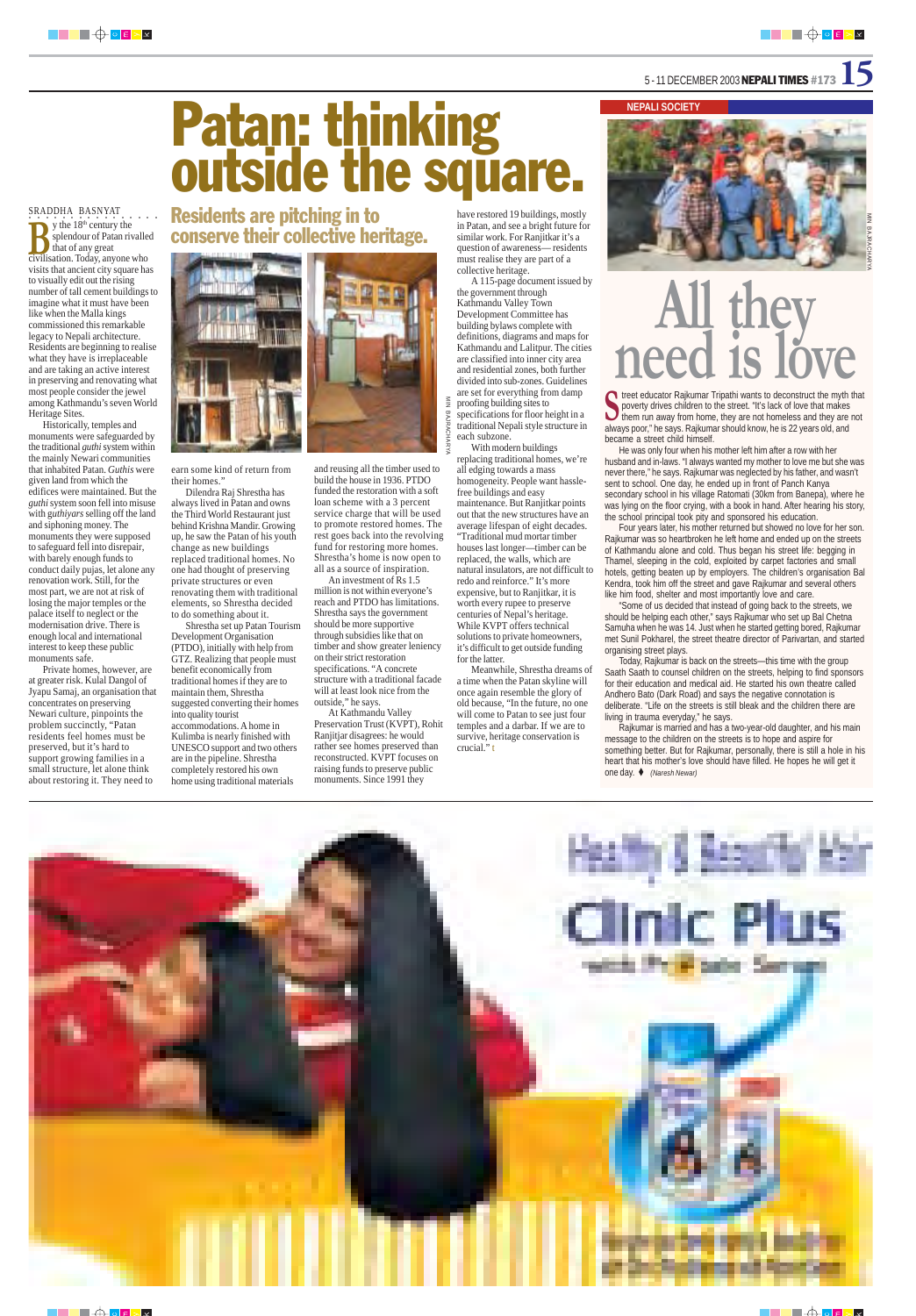# Patan: thinking outside the square.

## Residents are pitching in to conserve their collective heritage.

SRADDHA BASNYAT

By the 18th century the splendour of Patan rivalled that of any great civilisation. Today, anyone who visits that ancient city square has to visually edit out the rising number of tall cement buildings to imagine what it must have been like when the Malla kings commissioned this remarkable legacy to Nepali architecture. Residents are beginning to realise what they have is irreplaceable and are taking an active interest in preserving and renovating what most people consider the jewel among Kathmandu's seven World Heritage Sites.

Historically, temples and monuments were safeguarded by the traditional *guthi* system within the mainly Newari communities that inhabited Patan. *Guthis* were given land from which the edifices were maintained. But the *guthi* system soon fell into misuse with *guthiyars* selling off the land and siphoning money. The monuments they were supposed to safeguard fell into disrepair, with barely enough funds to conduct daily pujas, let alone any renovation work. Still, for the most part, we are not at risk of losing the major temples or the palace itself to neglect or the modernisation drive. There is enough local and international interest to keep these public monuments safe.

Private homes, however, are at greater risk. Kulal Dangol of Jyapu Samaj, an organisation that concentrates on preserving Newari culture, pinpoints the problem succinctly, "Patan residents feel homes must be preserved, but it's hard to support growing families in a small structure, let alone think about restoring it. They need to earn some kind of return from their homes."

Dilendra Raj Shrestha has always lived in Patan and owns the Third World Restaurant just behind Krishna Mandir. Growing up, he saw the Patan of his youth change as new buildings replaced traditional homes. No one had thought of preserving private structures or even renovating them with traditional elements, so Shrestha decided to do something about it.

Shrestha set up Patan Tourism Development Organisation (PTDO), initially with help from GTZ. Realizing that people must benefit economically from traditional homes if they are to maintain them, Shrestha suggested converting their homes into quality tourist accommodations. A home in Kulimba is nearly finished with UNESCO support and two others are in the pipeline. Shrestha completely restored his own home using traditional materials and reusing all the timber used to build the house in 1936. PTDO funded the restoration with a soft loan scheme with a 3 percent service charge that will be used to promote restored homes. The rest goes back into the revolving fund for restoring more homes. Shrestha's home is now open to all as a source of inspiration.

An investment of Rs 1.5 million is not within everyone's reach and PTDO has limitations. Shrestha says the government should be more supportive through subsidies like that on timber and show greater leniency on their strict restoration specifications. "A concrete structure with a traditional facade will at least look nice from the outside," he says.

At Kathmandu Valley Preservation Trust (KVPT), Rohit Ranjitjar disagrees: he would rather see homes preserved than reconstructed. KVPT focuses on raising funds to preserve public monuments. Since 1991 they have restored 19 buildings, mostly in Patan, and see a bright future for similar work. For Ranjitkar it's a question of awareness— residents must realise they are part of a collective heritage.

A 115-page document issued by the government through Kathmandu Valley Town Development Committee has building bylaws complete with definitions, diagrams and maps for Kathmandu and Lalitpur. The cities are classified into inner city area and residential zones, both further divided into sub-zones. Guidelines are set for everything from damp proofing building sites to specifications for floor height in a traditional Nepali style structure in each subzone.

With modern buildings replacing traditional homes, we're all edging towards a mass homogeneity. People want hassle-free buildings and easy maintenance. But Ranjitkar points out that the new structures have an average lifespan of eight decades. "Traditional mud mortar timber houses last longer—timber can be replaced, the walls, which are natural insulators, are not difficult to redo and reinforce." It's more expensive, but to Ranjitkar, it is worth every rupee to preserve centuries of Nepal's heritage. While KVPT offers technical solutions to private homeowners, it's difficult to get outside funding for the latter.

Meanwhile, Shrestha dreams of a time when the Patan skyline will once again resemble the glory of old because, "In the future, no one will come to Patan to see just four temples and a darbar. If we are to survive, heritage conservation is crucial."

MIN BAJRACHARYA

---

NEPALI SOCIETY

MIN BAJRACHARYA

# All they need is love

Street educator Rajkumar Tripathi wants to deconstruct the myth that poverty drives children to the street. "It's lack of love that makes them run away from home, they are not homeless and they are not always poor," he says. Rajkumar should know, he is 22 years old, and became a street child himself.

He was only four when his mother left him after a row with her husband and in-laws. "I always wanted my mother to love me but she was never there," he says. Rajkumar was neglected by his father, and wasn't sent to school. One day, he ended up in front of Panch Kanya secondary school in his village Ratomati (30km from Banepa), where he was lying on the floor crying, with a book in hand. After hearing his story, the school principal took pity and sponsored his education.

Four years later, his mother returned but showed no love for her son. Rajkumar was so heartbroken he left home and ended up on the streets of Kathmandu alone and cold. Thus began his street life: begging in Thamel, sleeping in the cold, exploited by carpet factories and small hotels, getting beaten up by employers. The children's organisation Bal Kendra, took him off the street and gave Rajkumar and several others like him food, shelter and most importantly love and care.

"Some of us decided that instead of going back to the streets, we should be helping each other," says Rajkumar who set up Bal Chetna Samuha when he was 14. Just when he started getting bored, Rajkumar met Sunil Pokharel, the street theatre director of Parivartan, and started organising street plays.

Today, Rajkumar is back on the streets—this time with the group Saath Saath to counsel children on the streets, helping to find sponsors for their education and medical aid. He started his own theatre called Andhero Bato (Dark Road) and says the negative connotation is deliberate. "Life on the streets is still bleak and the children there are living in trauma everyday," he says.

Rajkumar is married and has a two-year-old daughter, and his main message to the children on the streets is to hope and aspire for something better. But for Rajkumar, personally, there is still a hole in his heart that his mother's love should have filled. He hopes he will get it one day. ♦ *(Naresh Newar)*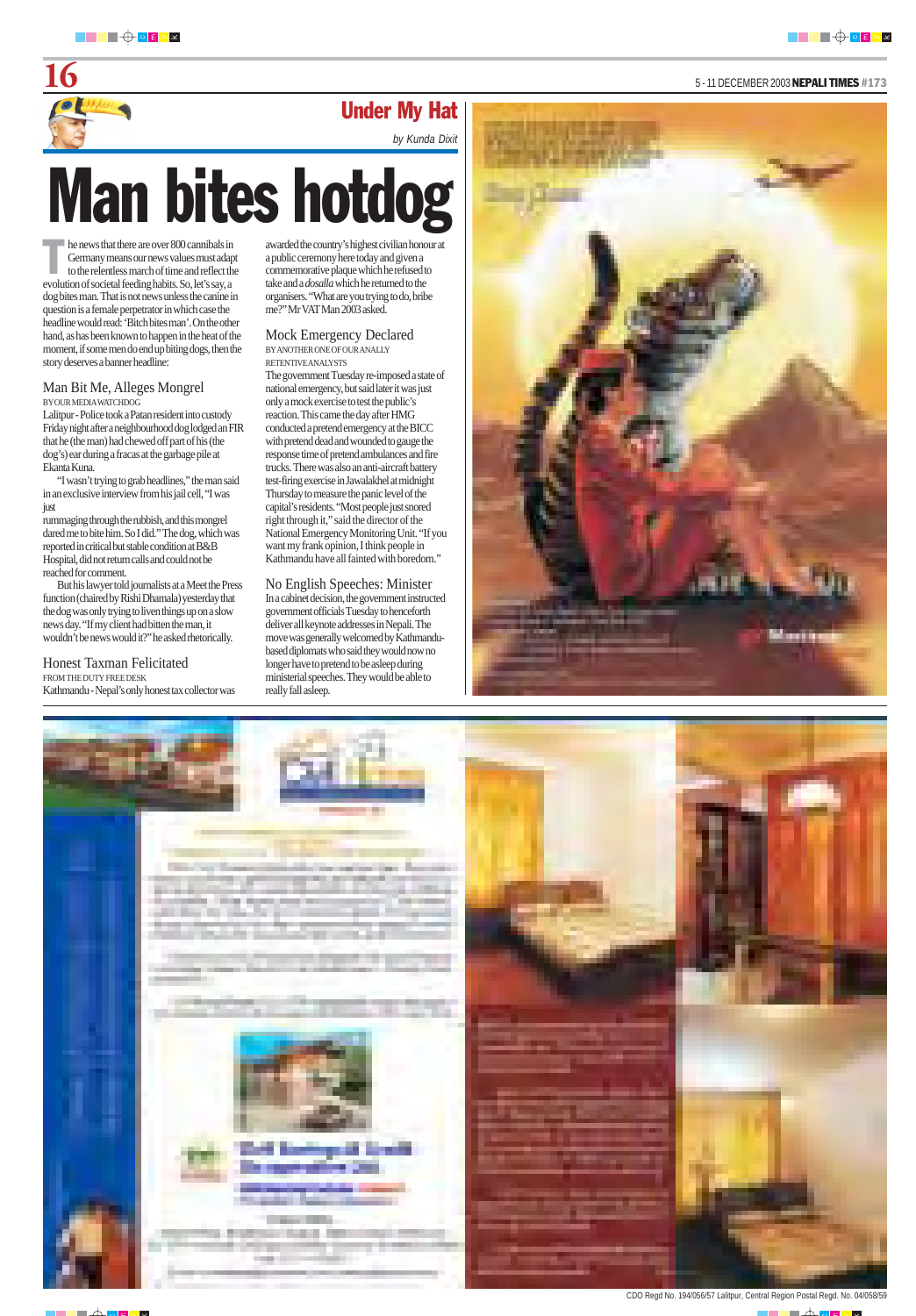## Under My Hat

*by Kunda Dixit*

# Man bites hotdog

The news that there are over 800 cannibals in Germany means our news values must adapt to the relentless march of time and reflect the evolution of societal feeding habits. So, let's say, a dog bites man. That is not news unless the canine in question is a female perpetrator in which case the headline would read: 'Bitch bites man'. On the other hand, as has been known to happen in the heat of the moment, if some men do end up biting dogs, then the story deserves a banner headline:

### Man Bit Me, Alleges Mongrel

BY OUR MEDIA WATCHDOG

Lalitpur - Police took a Patan resident into custody Friday night after a neighbourhood dog lodged an FIR that he (the man) had chewed off part of his (the dog's) ear during a fracas at the garbage pile at Ekanta Kuna.

"I wasn't trying to grab headlines," the man said in an exclusive interview from his jail cell, "I was just rummaging through the rubbish, and this mongrel dared me to bite him. So I did." The dog, which was reported in critical but stable condition at B&B Hospital, did not return calls and could not be reached for comment.

But his lawyer told journalists at a Meet the Press function (chaired by Rishi Dhamala) yesterday that the dog was only trying to liven things up on a slow news day. "If my client had bitten the man, it wouldn't be news would it?" he asked rhetorically.

### Honest Taxman Felicitated

FROM THE DUTY FREE DESK

Kathmandu - Nepal's only honest tax collector was awarded the country's highest civilian honour at a public ceremony here today and given a commemorative plaque which he refused to take and a *dosalla* which he returned to the organisers. "What are you trying to do, bribe me?" Mr VAT Man 2003 asked.

### Mock Emergency Declared

BY ANOTHER ONE OF OUR ANALLY RETENTIVE ANALYSTS

The government Tuesday re-imposed a state of national emergency, but said later it was just only a mock exercise to test the public's reaction. This came the day after HMG conducted a pretend emergency at the BICC with pretend dead and wounded to gauge the response time of pretend ambulances and fire trucks. There was also an anti-aircraft battery test-firing exercise in Jawalakhel at midnight Thursday to measure the panic level of the capital's residents. "Most people just snored right through it," said the director of the National Emergency Monitoring Unit. "If you want my frank opinion, I think people in Kathmandu have all fainted with boredom."

### No English Speeches: Minister

In a cabinet decision, the government instructed government officials Tuesday to henceforth deliver all keynote addresses in Nepali. The move was generally welcomed by Kathmandu-based diplomats who said they would now no longer have to pretend to be asleep during ministerial speeches. They would be able to really fall asleep.

CDO Regd No. 194/056/57 Lalitpur, Central Region Postal Regd. No. 04/058/59